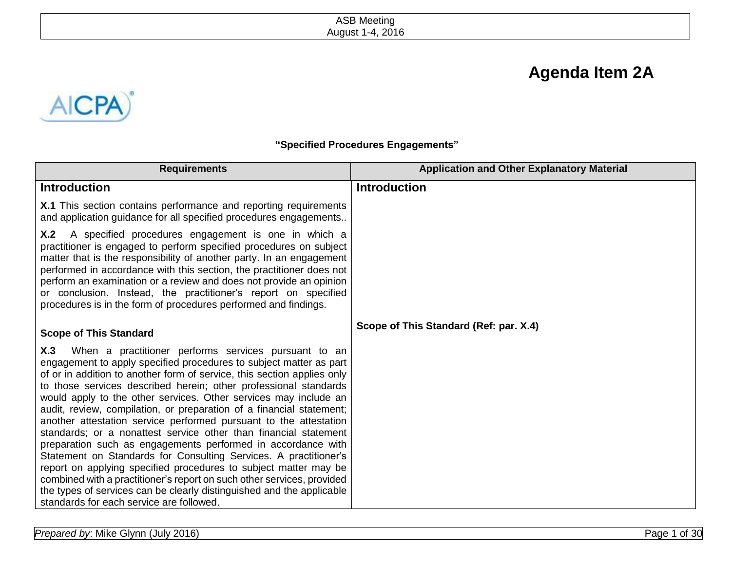# Agenda Item 2A

**"Specified Procedures Engagements"**

| Requirements | Application and Other Explanatory Material |
|---|---|
| **Introduction** | **Introduction** |
| **X.1** This section contains performance and reporting requirements and application guidance for all specified procedures engagements.. | |
| **X.2** A specified procedures engagement is one in which a practitioner is engaged to perform specified procedures on subject matter that is the responsibility of another party. In an engagement performed in accordance with this section, the practitioner does not perform an examination or a review and does not provide an opinion or conclusion. Instead, the practitioner's report on specified procedures is in the form of procedures performed and findings. | |
| **Scope of This Standard** | **Scope of This Standard (Ref: par. X.4)** |
| **X.3** When a practitioner performs services pursuant to an engagement to apply specified procedures to subject matter as part of or in addition to another form of service, this section applies only to those services described herein; other professional standards would apply to the other services. Other services may include an audit, review, compilation, or preparation of a financial statement; another attestation service performed pursuant to the attestation standards; or a nonattest service other than financial statement preparation such as engagements performed in accordance with Statement on Standards for Consulting Services. A practitioner's report on applying specified procedures to subject matter may be combined with a practitioner's report on such other services, provided the types of services can be clearly distinguished and the applicable standards for each service are followed. | |

*Prepared by*: Mike Glynn (July 2016)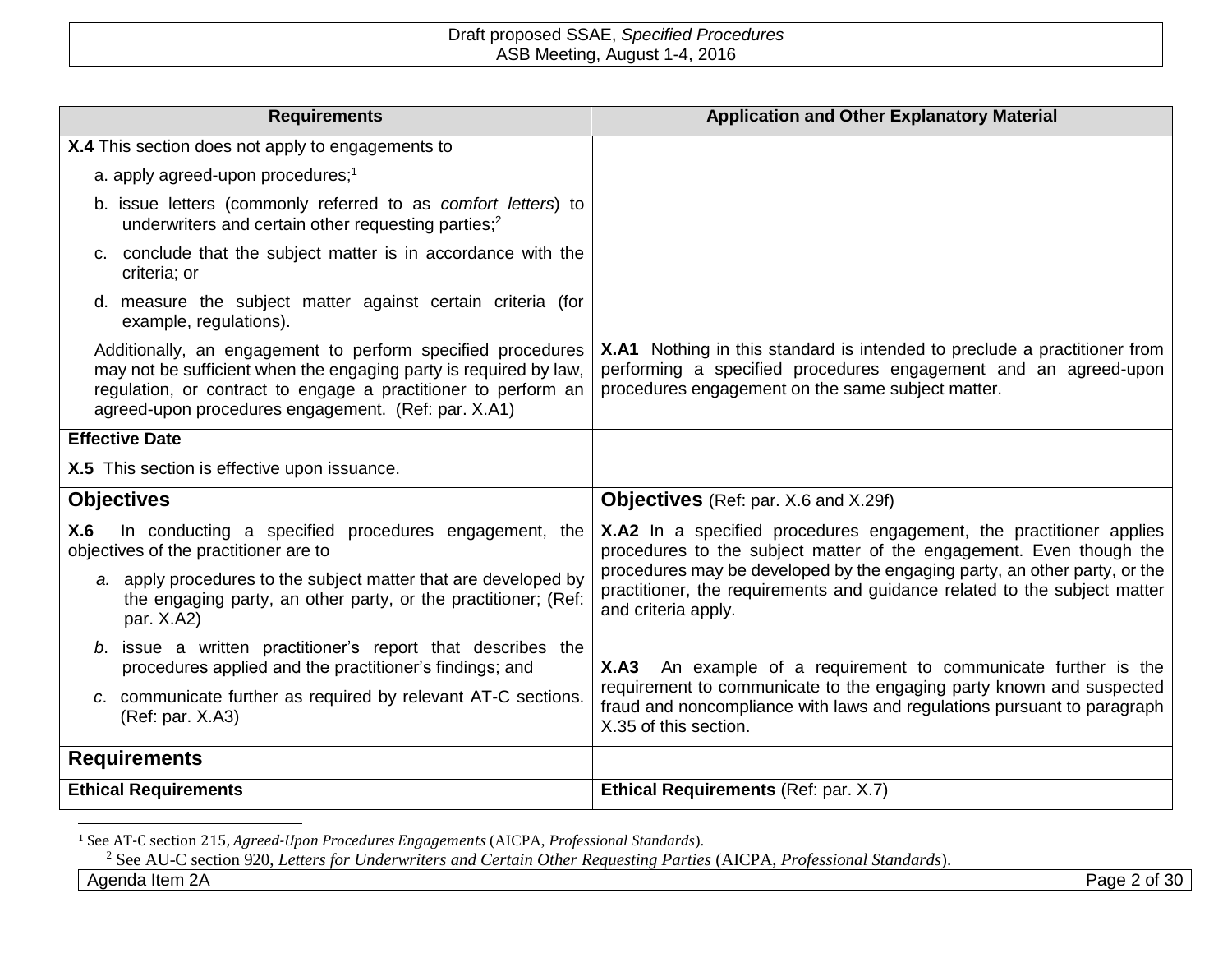| Requirements | Application and Other Explanatory Material |
|---|---|
| **X.4** This section does not apply to engagements to<br>a. apply agreed-upon procedures;[1]<br>b. issue letters (commonly referred to as *comfort letters*) to underwriters and certain other requesting parties;[2]<br>c. conclude that the subject matter is in accordance with the criteria; or<br>d. measure the subject matter against certain criteria (for example, regulations).<br>Additionally, an engagement to perform specified procedures may not be sufficient when the engaging party is required by law, regulation, or contract to engage a practitioner to perform an agreed-upon procedures engagement. (Ref: par. X.A1) | **X.A1** Nothing in this standard is intended to preclude a practitioner from performing a specified procedures engagement and an agreed-upon procedures engagement on the same subject matter. |
| **Effective Date**<br>**X.5** This section is effective upon issuance. | |
| **Objectives** | **Objectives** (Ref: par. X.6 and X.29f) |
| **X.6** In conducting a specified procedures engagement, the objectives of the practitioner are to<br>*a.* apply procedures to the subject matter that are developed by the engaging party, an other party, or the practitioner; (Ref: par. X.A2)<br>*b*. issue a written practitioner's report that describes the procedures applied and the practitioner's findings; and<br>*c*. communicate further as required by relevant AT-C sections. (Ref: par. X.A3) | **X.A2** In a specified procedures engagement, the practitioner applies procedures to the subject matter of the engagement. Even though the procedures may be developed by the engaging party, an other party, or the practitioner, the requirements and guidance related to the subject matter and criteria apply.<br>**X.A3** An example of a requirement to communicate further is the requirement to communicate to the engaging party known and suspected fraud and noncompliance with laws and regulations pursuant to paragraph X.35 of this section. |
| **Requirements** | |
| **Ethical Requirements** | **Ethical Requirements** (Ref: par. X.7) |

[1] See AT-C section 215, *Agreed-Upon Procedures Engagements* (AICPA, *Professional Standards*).

[2] See AU-C section 920, *Letters for Underwriters and Certain Other Requesting Parties* (AICPA, *Professional Standards*).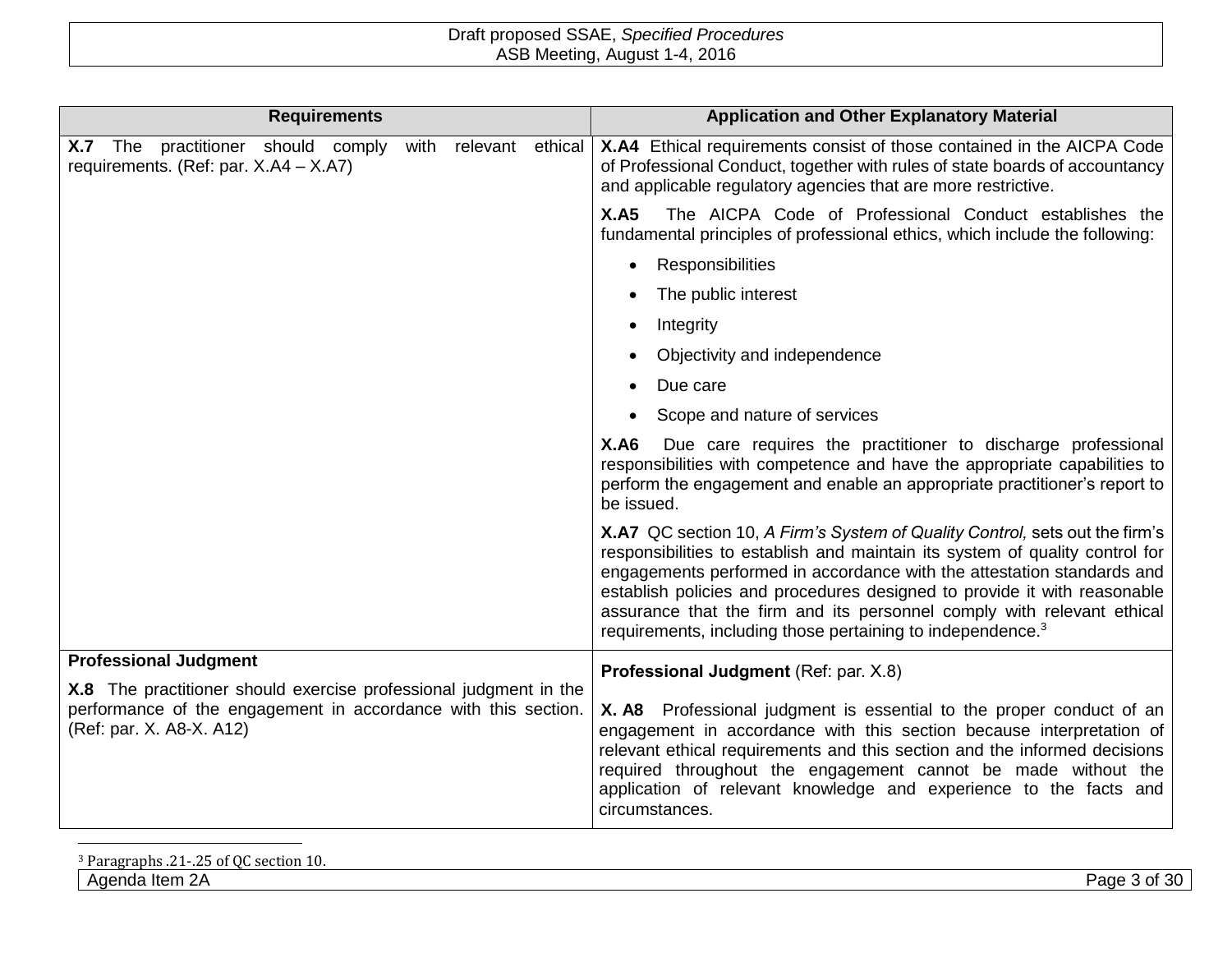| Requirements | Application and Other Explanatory Material |
| --- | --- |
| **X.7** The practitioner should comply with relevant ethical requirements. (Ref: par. X.A4 – X.A7) | **X.A4** Ethical requirements consist of those contained in the AICPA Code of Professional Conduct, together with rules of state boards of accountancy and applicable regulatory agencies that are more restrictive.<br><br>**X.A5** The AICPA Code of Professional Conduct establishes the fundamental principles of professional ethics, which include the following:<br>• Responsibilities<br>• The public interest<br>• Integrity<br>• Objectivity and independence<br>• Due care<br>• Scope and nature of services<br><br>**X.A6** Due care requires the practitioner to discharge professional responsibilities with competence and have the appropriate capabilities to perform the engagement and enable an appropriate practitioner's report to be issued.<br><br>**X.A7** QC section 10, *A Firm's System of Quality Control,* sets out the firm's responsibilities to establish and maintain its system of quality control for engagements performed in accordance with the attestation standards and establish policies and procedures designed to provide it with reasonable assurance that the firm and its personnel comply with relevant ethical requirements, including those pertaining to independence.[3] |
| **Professional Judgment**<br><br>**X.8** The practitioner should exercise professional judgment in the performance of the engagement in accordance with this section. (Ref: par. X. A8-X. A12) | **Professional Judgment** (Ref: par. X.8)<br><br>**X. A8** Professional judgment is essential to the proper conduct of an engagement in accordance with this section because interpretation of relevant ethical requirements and this section and the informed decisions required throughout the engagement cannot be made without the application of relevant knowledge and experience to the facts and circumstances. |

[3] Paragraphs .21-.25 of QC section 10.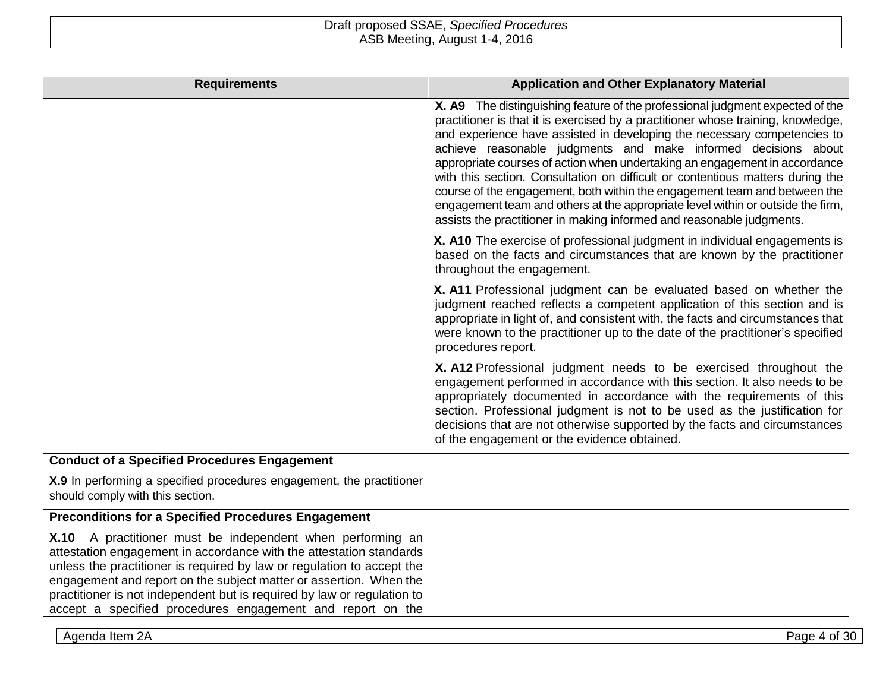| Requirements | Application and Other Explanatory Material |
|---|---|
| | **X. A9** The distinguishing feature of the professional judgment expected of the practitioner is that it is exercised by a practitioner whose training, knowledge, and experience have assisted in developing the necessary competencies to achieve reasonable judgments and make informed decisions about appropriate courses of action when undertaking an engagement in accordance with this section. Consultation on difficult or contentious matters during the course of the engagement, both within the engagement team and between the engagement team and others at the appropriate level within or outside the firm, assists the practitioner in making informed and reasonable judgments.<br><br>**X. A10** The exercise of professional judgment in individual engagements is based on the facts and circumstances that are known by the practitioner throughout the engagement.<br><br>**X. A11** Professional judgment can be evaluated based on whether the judgment reached reflects a competent application of this section and is appropriate in light of, and consistent with, the facts and circumstances that were known to the practitioner up to the date of the practitioner's specified procedures report.<br><br>**X. A12** Professional judgment needs to be exercised throughout the engagement performed in accordance with this section. It also needs to be appropriately documented in accordance with the requirements of this section. Professional judgment is not to be used as the justification for decisions that are not otherwise supported by the facts and circumstances of the engagement or the evidence obtained. |
| **Conduct of a Specified Procedures Engagement**<br><br>**X.9** In performing a specified procedures engagement, the practitioner should comply with this section. | |
| **Preconditions for a Specified Procedures Engagement**<br><br>**X.10** A practitioner must be independent when performing an attestation engagement in accordance with the attestation standards unless the practitioner is required by law or regulation to accept the engagement and report on the subject matter or assertion. When the practitioner is not independent but is required by law or regulation to accept a specified procedures engagement and report on the | |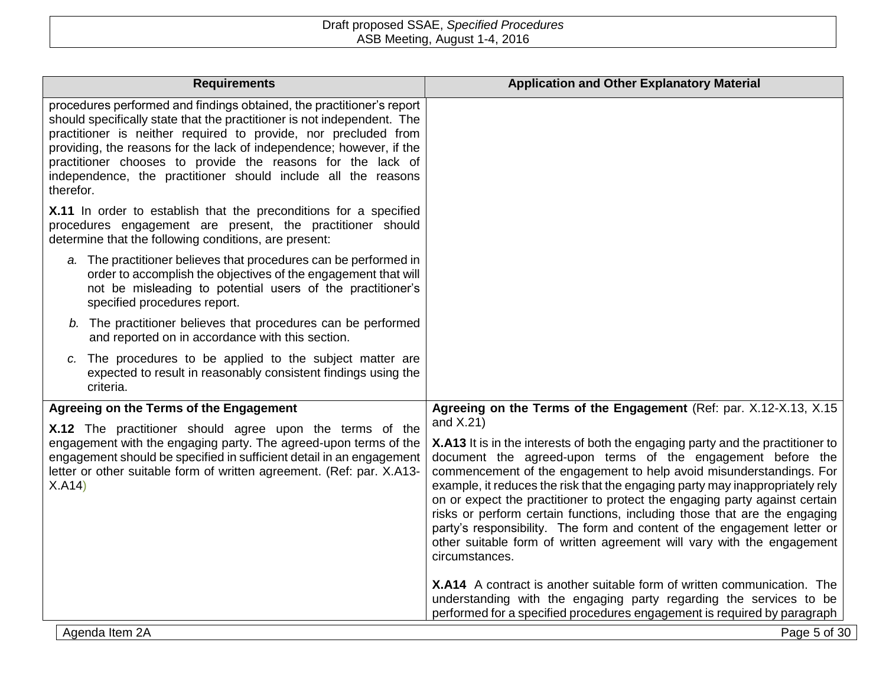| Requirements | Application and Other Explanatory Material |
| --- | --- |
| procedures performed and findings obtained, the practitioner's report should specifically state that the practitioner is not independent. The practitioner is neither required to provide, nor precluded from providing, the reasons for the lack of independence; however, if the practitioner chooses to provide the reasons for the lack of independence, the practitioner should include all the reasons therefor.<br><br>**X.11** In order to establish that the preconditions for a specified procedures engagement are present, the practitioner should determine that the following conditions, are present:<br><br>*a.* The practitioner believes that procedures can be performed in order to accomplish the objectives of the engagement that will not be misleading to potential users of the practitioner's specified procedures report.<br><br>*b.* The practitioner believes that procedures can be performed and reported on in accordance with this section.<br><br>*c.* The procedures to be applied to the subject matter are expected to result in reasonably consistent findings using the criteria. | |
| **Agreeing on the Terms of the Engagement**<br><br>**X.12** The practitioner should agree upon the terms of the engagement with the engaging party. The agreed-upon terms of the engagement should be specified in sufficient detail in an engagement letter or other suitable form of written agreement. (Ref: par. X.A13-X.A14) | **Agreeing on the Terms of the Engagement** (Ref: par. X.12-X.13, X.15 and X.21)<br><br>**X.A13** It is in the interests of both the engaging party and the practitioner to document the agreed-upon terms of the engagement before the commencement of the engagement to help avoid misunderstandings. For example, it reduces the risk that the engaging party may inappropriately rely on or expect the practitioner to protect the engaging party against certain risks or perform certain functions, including those that are the engaging party's responsibility. The form and content of the engagement letter or other suitable form of written agreement will vary with the engagement circumstances.<br><br>**X.A14** A contract is another suitable form of written communication. The understanding with the engaging party regarding the services to be performed for a specified procedures engagement is required by paragraph |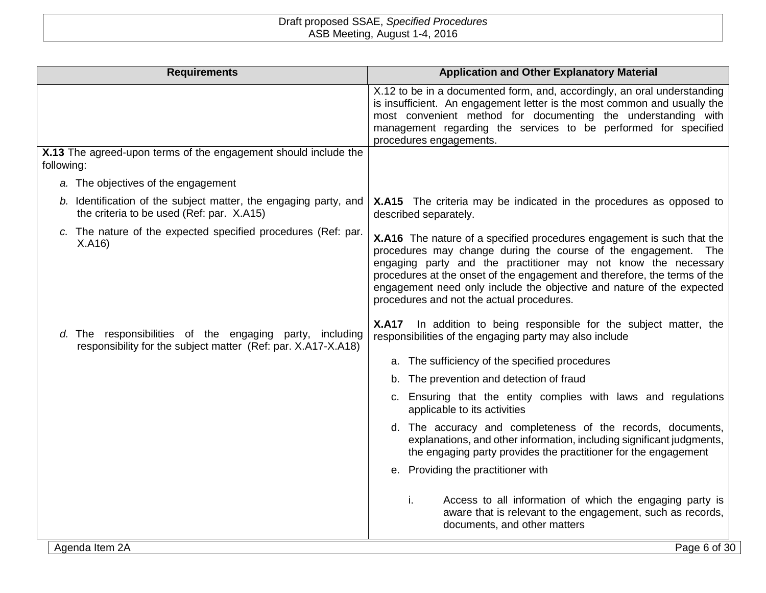| Requirements | Application and Other Explanatory Material |
|---|---|
| | X.12 to be in a documented form, and, accordingly, an oral understanding is insufficient. An engagement letter is the most common and usually the most convenient method for documenting the understanding with management regarding the services to be performed for specified procedures engagements. |
| **X.13** The agreed-upon terms of the engagement should include the following:<br><br>*a.* The objectives of the engagement | |
| *b.* Identification of the subject matter, the engaging party, and the criteria to be used (Ref: par. X.A15) | **X.A15** The criteria may be indicated in the procedures as opposed to described separately. |
| *c.* The nature of the expected specified procedures (Ref: par. X.A16) | **X.A16** The nature of a specified procedures engagement is such that the procedures may change during the course of the engagement. The engaging party and the practitioner may not know the necessary procedures at the onset of the engagement and therefore, the terms of the engagement need only include the objective and nature of the expected procedures and not the actual procedures. |
| *d.* The responsibilities of the engaging party, including responsibility for the subject matter (Ref: par. X.A17-X.A18) | **X.A17** In addition to being responsible for the subject matter, the responsibilities of the engaging party may also include<br><br>a. The sufficiency of the specified procedures<br>b. The prevention and detection of fraud<br>c. Ensuring that the entity complies with laws and regulations applicable to its activities<br>d. The accuracy and completeness of the records, documents, explanations, and other information, including significant judgments, the engaging party provides the practitioner for the engagement<br>e. Providing the practitioner with<br><br>i. Access to all information of which the engaging party is aware that is relevant to the engagement, such as records, documents, and other matters |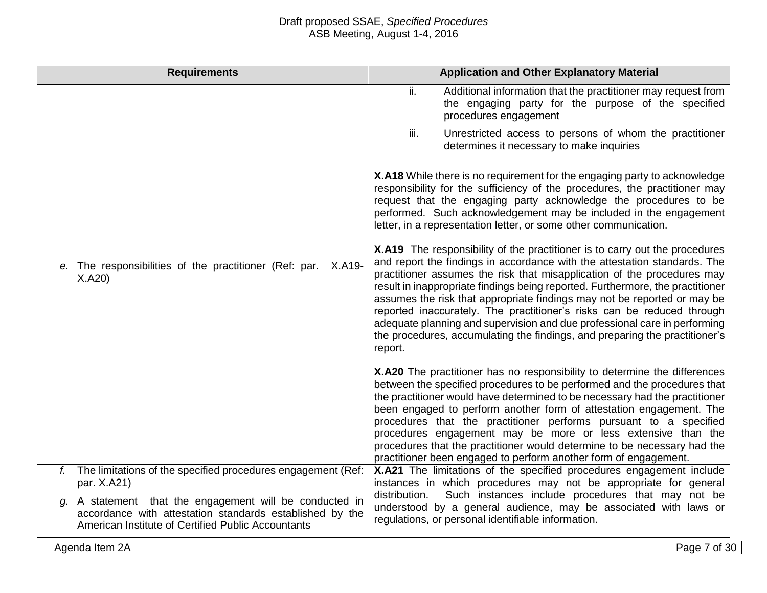| Requirements | Application and Other Explanatory Material |
|---|---|
| *e.* The responsibilities of the practitioner (Ref: par. X.A19-X.A20) | ii. Additional information that the practitioner may request from the engaging party for the purpose of the specified procedures engagement<br><br>iii. Unrestricted access to persons of whom the practitioner determines it necessary to make inquiries<br><br>**X.A18** While there is no requirement for the engaging party to acknowledge responsibility for the sufficiency of the procedures, the practitioner may request that the engaging party acknowledge the procedures to be performed. Such acknowledgement may be included in the engagement letter, in a representation letter, or some other communication.<br><br>**X.A19** The responsibility of the practitioner is to carry out the procedures and report the findings in accordance with the attestation standards. The practitioner assumes the risk that misapplication of the procedures may result in inappropriate findings being reported. Furthermore, the practitioner assumes the risk that appropriate findings may not be reported or may be reported inaccurately. The practitioner's risks can be reduced through adequate planning and supervision and due professional care in performing the procedures, accumulating the findings, and preparing the practitioner's report.<br><br>**X.A20** The practitioner has no responsibility to determine the differences between the specified procedures to be performed and the procedures that the practitioner would have determined to be necessary had the practitioner been engaged to perform another form of attestation engagement. The procedures that the practitioner performs pursuant to a specified procedures engagement may be more or less extensive than the procedures that the practitioner would determine to be necessary had the practitioner been engaged to perform another form of engagement. |
| *f.* The limitations of the specified procedures engagement (Ref: par. X.A21)<br><br>*g.* A statement that the engagement will be conducted in accordance with attestation standards established by the American Institute of Certified Public Accountants | **X.A21** The limitations of the specified procedures engagement include instances in which procedures may not be appropriate for general distribution. Such instances include procedures that may not be understood by a general audience, may be associated with laws or regulations, or personal identifiable information. |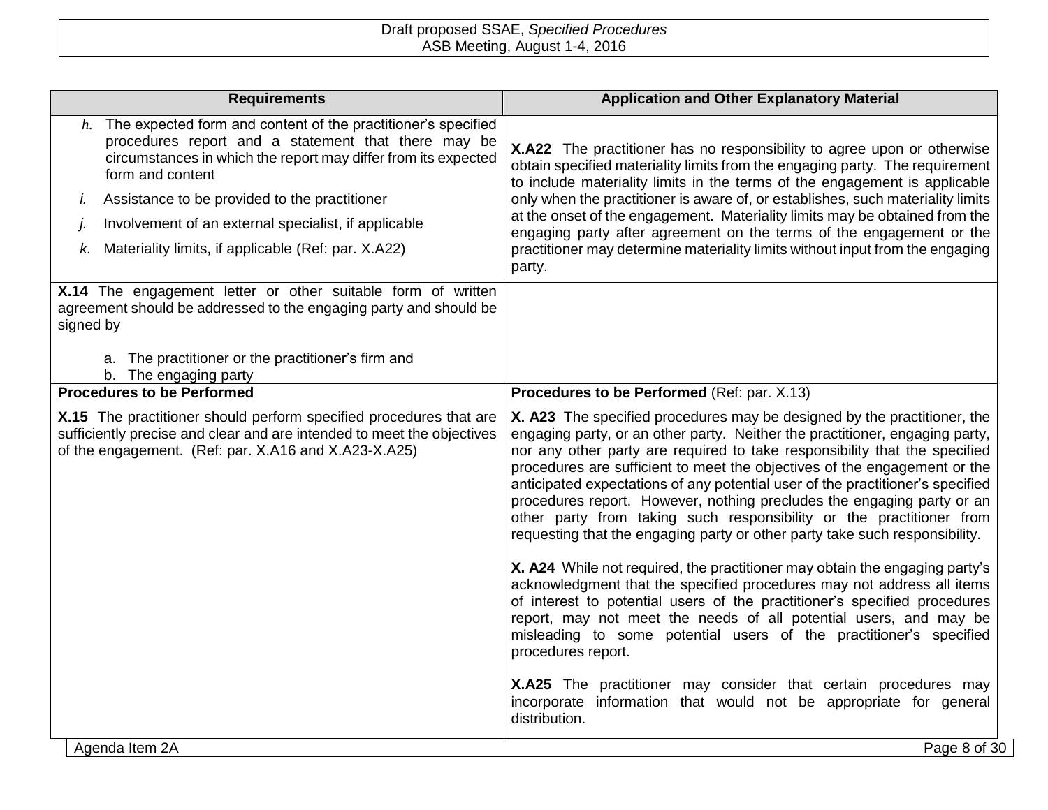| Requirements | Application and Other Explanatory Material |
|---|---|
| *h.* The expected form and content of the practitioner's specified procedures report and a statement that there may be circumstances in which the report may differ from its expected form and content<br>*i.* Assistance to be provided to the practitioner<br>*j.* Involvement of an external specialist, if applicable<br>*k.* Materiality limits, if applicable (Ref: par. X.A22) | **X.A22** The practitioner has no responsibility to agree upon or otherwise obtain specified materiality limits from the engaging party. The requirement to include materiality limits in the terms of the engagement is applicable only when the practitioner is aware of, or establishes, such materiality limits at the onset of the engagement. Materiality limits may be obtained from the engaging party after agreement on the terms of the engagement or the practitioner may determine materiality limits without input from the engaging party. |
| **X.14** The engagement letter or other suitable form of written agreement should be addressed to the engaging party and should be signed by<br>a. The practitioner or the practitioner's firm and<br>b. The engaging party | |
| **Procedures to be Performed** | **Procedures to be Performed** (Ref: par. X.13) |
| **X.15** The practitioner should perform specified procedures that are sufficiently precise and clear and are intended to meet the objectives of the engagement. (Ref: par. X.A16 and X.A23-X.A25) | **X. A23** The specified procedures may be designed by the practitioner, the engaging party, or an other party. Neither the practitioner, engaging party, nor any other party are required to take responsibility that the specified procedures are sufficient to meet the objectives of the engagement or the anticipated expectations of any potential user of the practitioner's specified procedures report. However, nothing precludes the engaging party or an other party from taking such responsibility or the practitioner from requesting that the engaging party or other party take such responsibility.<br><br>**X. A24** While not required, the practitioner may obtain the engaging party's acknowledgment that the specified procedures may not address all items of interest to potential users of the practitioner's specified procedures report, may not meet the needs of all potential users, and may be misleading to some potential users of the practitioner's specified procedures report.<br><br>**X.A25** The practitioner may consider that certain procedures may incorporate information that would not be appropriate for general distribution. |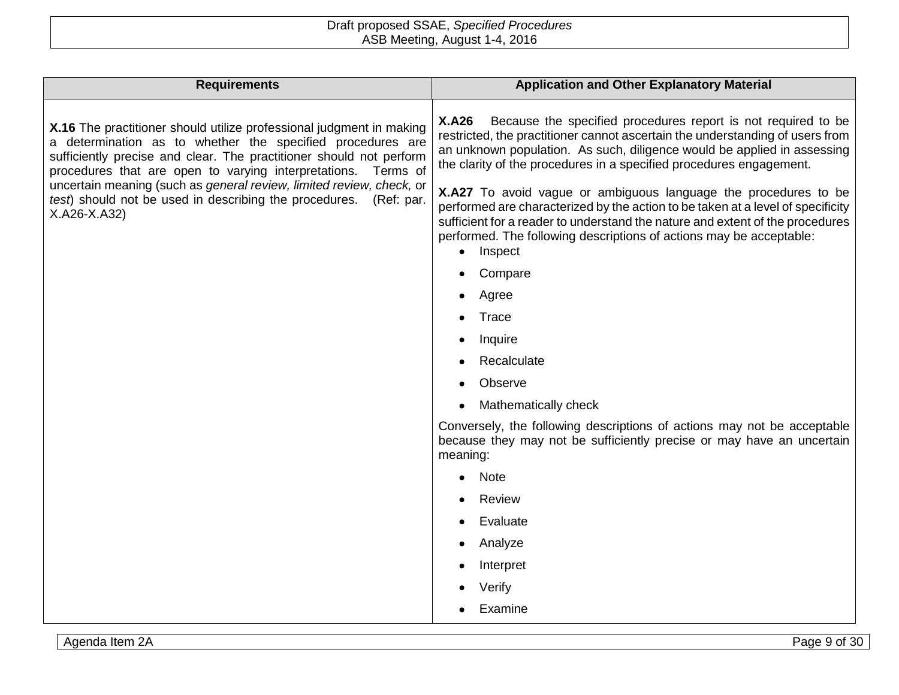| Requirements | Application and Other Explanatory Material |
|---|---|
| **X.16** The practitioner should utilize professional judgment in making a determination as to whether the specified procedures are sufficiently precise and clear. The practitioner should not perform procedures that are open to varying interpretations. Terms of uncertain meaning (such as *general review, limited review, check,* or *test*) should not be used in describing the procedures. (Ref: par. X.A26-X.A32) | **X.A26** Because the specified procedures report is not required to be restricted, the practitioner cannot ascertain the understanding of users from an unknown population. As such, diligence would be applied in assessing the clarity of the procedures in a specified procedures engagement.<br><br>**X.A27** To avoid vague or ambiguous language the procedures to be performed are characterized by the action to be taken at a level of specificity sufficient for a reader to understand the nature and extent of the procedures performed. The following descriptions of actions may be acceptable:<br>• Inspect<br>• Compare<br>• Agree<br>• Trace<br>• Inquire<br>• Recalculate<br>• Observe<br>• Mathematically check<br><br>Conversely, the following descriptions of actions may not be acceptable because they may not be sufficiently precise or may have an uncertain meaning:<br>• Note<br>• Review<br>• Evaluate<br>• Analyze<br>• Interpret<br>• Verify<br>• Examine |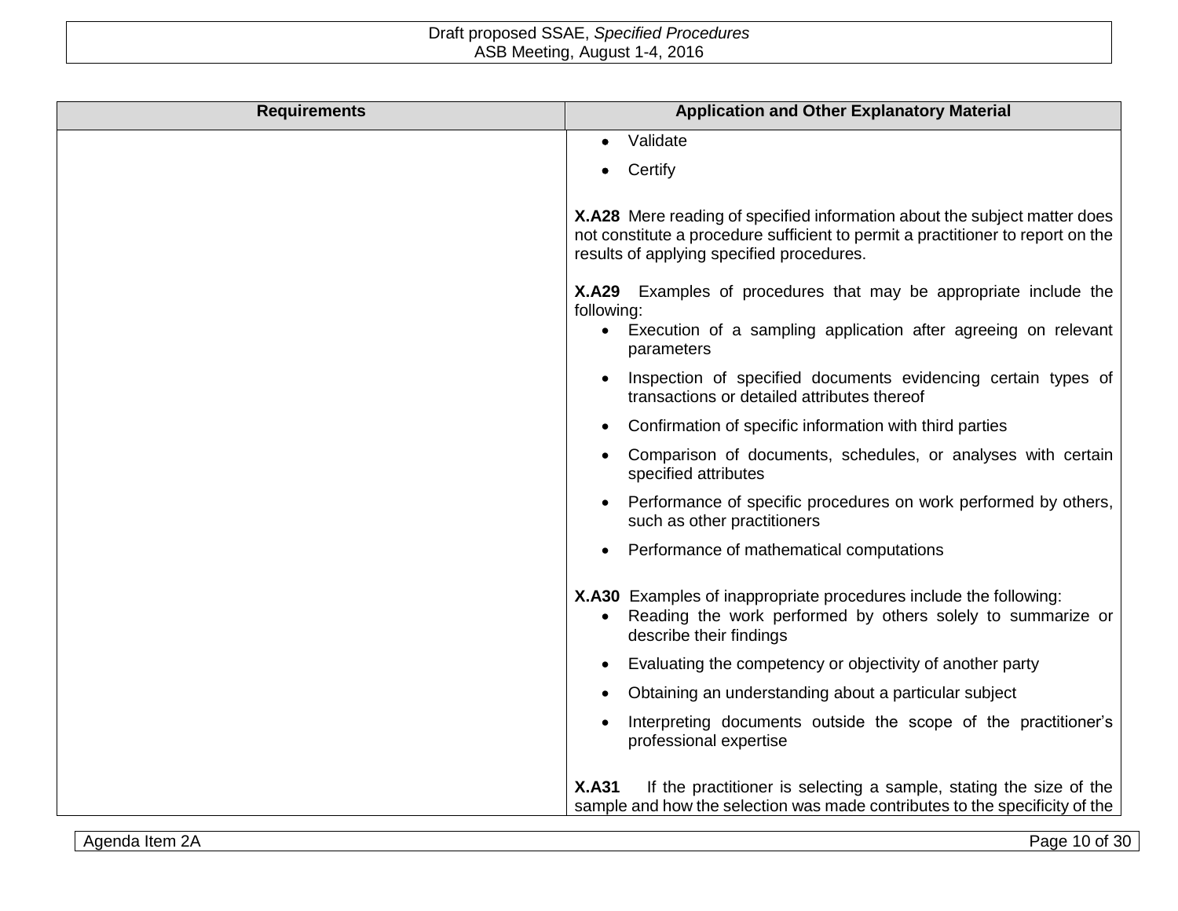| Requirements | Application and Other Explanatory Material |
|---|---|
| | • Validate<br>• Certify<br><br>**X.A28** Mere reading of specified information about the subject matter does not constitute a procedure sufficient to permit a practitioner to report on the results of applying specified procedures.<br><br>**X.A29** Examples of procedures that may be appropriate include the following:<br>• Execution of a sampling application after agreeing on relevant parameters<br>• Inspection of specified documents evidencing certain types of transactions or detailed attributes thereof<br>• Confirmation of specific information with third parties<br>• Comparison of documents, schedules, or analyses with certain specified attributes<br>• Performance of specific procedures on work performed by others, such as other practitioners<br>• Performance of mathematical computations<br><br>**X.A30** Examples of inappropriate procedures include the following:<br>• Reading the work performed by others solely to summarize or describe their findings<br>• Evaluating the competency or objectivity of another party<br>• Obtaining an understanding about a particular subject<br>• Interpreting documents outside the scope of the practitioner's professional expertise<br><br>**X.A31** If the practitioner is selecting a sample, stating the size of the sample and how the selection was made contributes to the specificity of the |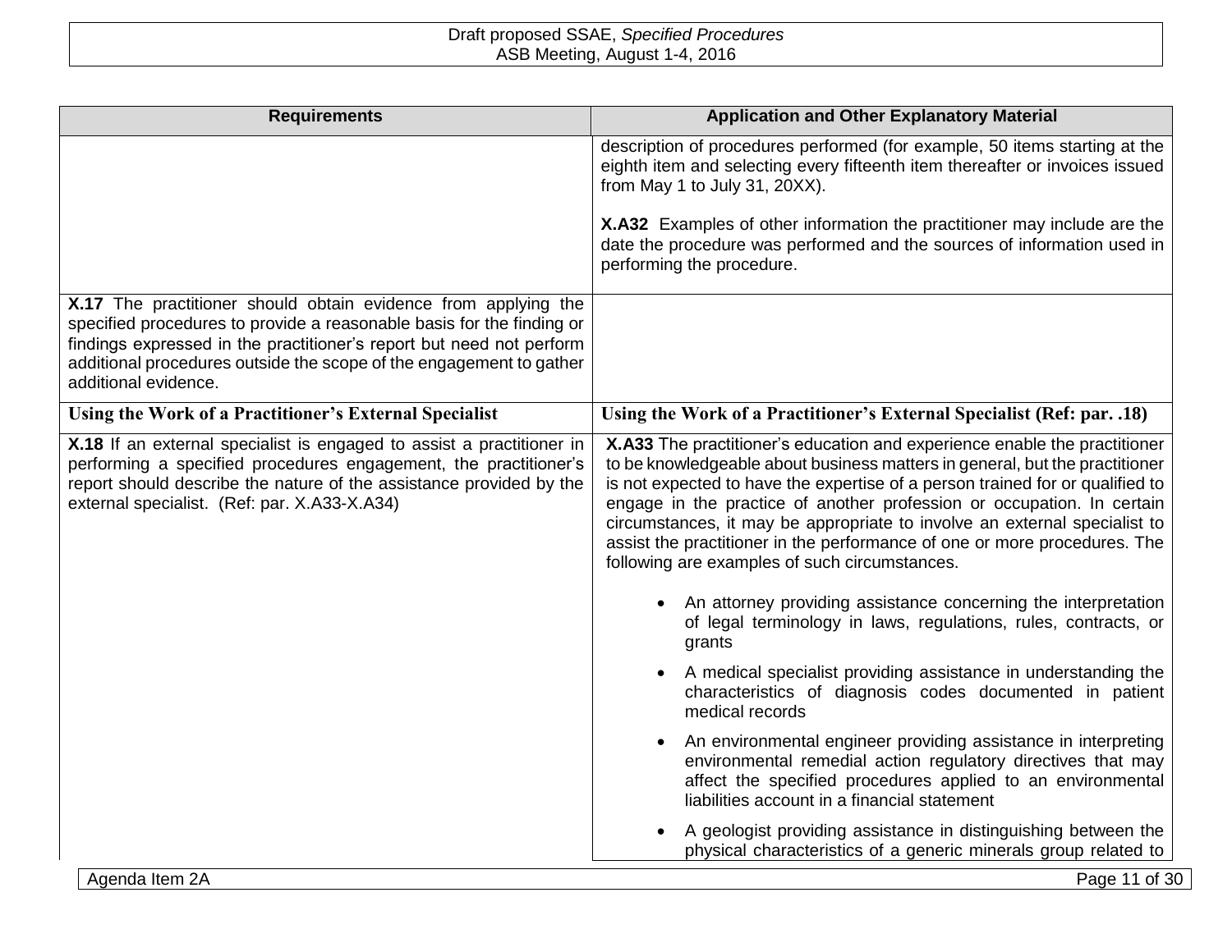| Requirements | Application and Other Explanatory Material |
|---|---|
| | description of procedures performed (for example, 50 items starting at the eighth item and selecting every fifteenth item thereafter or invoices issued from May 1 to July 31, 20XX).<br><br>**X.A32** Examples of other information the practitioner may include are the date the procedure was performed and the sources of information used in performing the procedure. |
| **X.17** The practitioner should obtain evidence from applying the specified procedures to provide a reasonable basis for the finding or findings expressed in the practitioner's report but need not perform additional procedures outside the scope of the engagement to gather additional evidence. | |
| **Using the Work of a Practitioner's External Specialist** | **Using the Work of a Practitioner's External Specialist (Ref: par. .18)** |
| **X.18** If an external specialist is engaged to assist a practitioner in performing a specified procedures engagement, the practitioner's report should describe the nature of the assistance provided by the external specialist. (Ref: par. X.A33-X.A34) | **X.A33** The practitioner's education and experience enable the practitioner to be knowledgeable about business matters in general, but the practitioner is not expected to have the expertise of a person trained for or qualified to engage in the practice of another profession or occupation. In certain circumstances, it may be appropriate to involve an external specialist to assist the practitioner in the performance of one or more procedures. The following are examples of such circumstances.<br><br>• An attorney providing assistance concerning the interpretation of legal terminology in laws, regulations, rules, contracts, or grants<br><br>• A medical specialist providing assistance in understanding the characteristics of diagnosis codes documented in patient medical records<br><br>• An environmental engineer providing assistance in interpreting environmental remedial action regulatory directives that may affect the specified procedures applied to an environmental liabilities account in a financial statement<br><br>• A geologist providing assistance in distinguishing between the physical characteristics of a generic minerals group related to |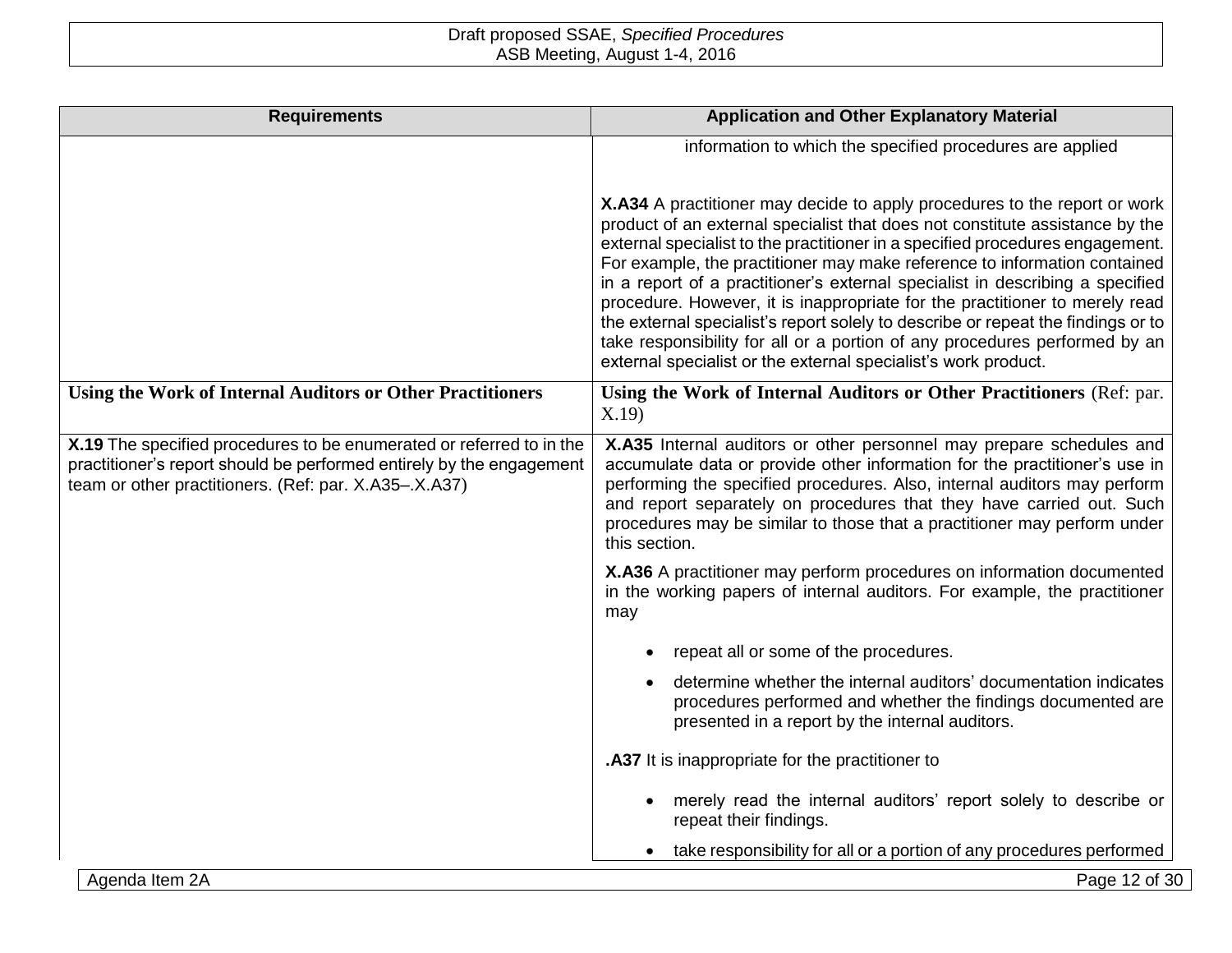| Requirements | Application and Other Explanatory Material |
|---|---|
| | information to which the specified procedures are applied<br><br>**X.A34** A practitioner may decide to apply procedures to the report or work product of an external specialist that does not constitute assistance by the external specialist to the practitioner in a specified procedures engagement. For example, the practitioner may make reference to information contained in a report of a practitioner's external specialist in describing a specified procedure. However, it is inappropriate for the practitioner to merely read the external specialist's report solely to describe or repeat the findings or to take responsibility for all or a portion of any procedures performed by an external specialist or the external specialist's work product. |
| **Using the Work of Internal Auditors or Other Practitioners** | **Using the Work of Internal Auditors or Other Practitioners** (Ref: par. X.19) |
| **X.19** The specified procedures to be enumerated or referred to in the practitioner's report should be performed entirely by the engagement team or other practitioners. (Ref: par. X.A35–.X.A37) | **X.A35** Internal auditors or other personnel may prepare schedules and accumulate data or provide other information for the practitioner's use in performing the specified procedures. Also, internal auditors may perform and report separately on procedures that they have carried out. Such procedures may be similar to those that a practitioner may perform under this section.<br><br>**X.A36** A practitioner may perform procedures on information documented in the working papers of internal auditors. For example, the practitioner may<br><br>• repeat all or some of the procedures.<br>• determine whether the internal auditors' documentation indicates procedures performed and whether the findings documented are presented in a report by the internal auditors.<br><br>**.A37** It is inappropriate for the practitioner to<br><br>• merely read the internal auditors' report solely to describe or repeat their findings.<br>• take responsibility for all or a portion of any procedures performed |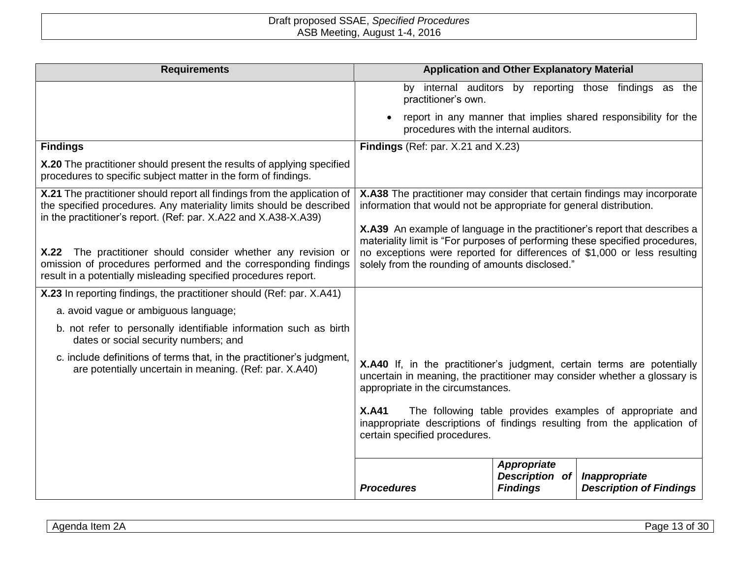| Requirements | Application and Other Explanatory Material |
|---|---|
| | by internal auditors by reporting those findings as the practitioner's own.<br>• report in any manner that implies shared responsibility for the procedures with the internal auditors. |
| **Findings**<br><br>**X.20** The practitioner should present the results of applying specified procedures to specific subject matter in the form of findings. | **Findings** (Ref: par. X.21 and X.23) |
| **X.21** The practitioner should report all findings from the application of the specified procedures. Any materiality limits should be described in the practitioner's report. (Ref: par. X.A22 and X.A38-X.A39)<br><br>**X.22** The practitioner should consider whether any revision or omission of procedures performed and the corresponding findings result in a potentially misleading specified procedures report. | **X.A38** The practitioner may consider that certain findings may incorporate information that would not be appropriate for general distribution.<br><br>**X.A39** An example of language in the practitioner's report that describes a materiality limit is "For purposes of performing these specified procedures, no exceptions were reported for differences of $1,000 or less resulting solely from the rounding of amounts disclosed." |
| **X.23** In reporting findings, the practitioner should (Ref: par. X.A41)<br>a. avoid vague or ambiguous language;<br>b. not refer to personally identifiable information such as birth dates or social security numbers; and<br>c. include definitions of terms that, in the practitioner's judgment, are potentially uncertain in meaning. (Ref: par. X.A40) | **X.A40** If, in the practitioner's judgment, certain terms are potentially uncertain in meaning, the practitioner may consider whether a glossary is appropriate in the circumstances.<br><br>**X.A41** The following table provides examples of appropriate and inappropriate descriptions of findings resulting from the application of certain specified procedures. |

| ***Procedures*** | ***Appropriate Description of Findings*** | ***Inappropriate Description of Findings*** |
|---|---|---|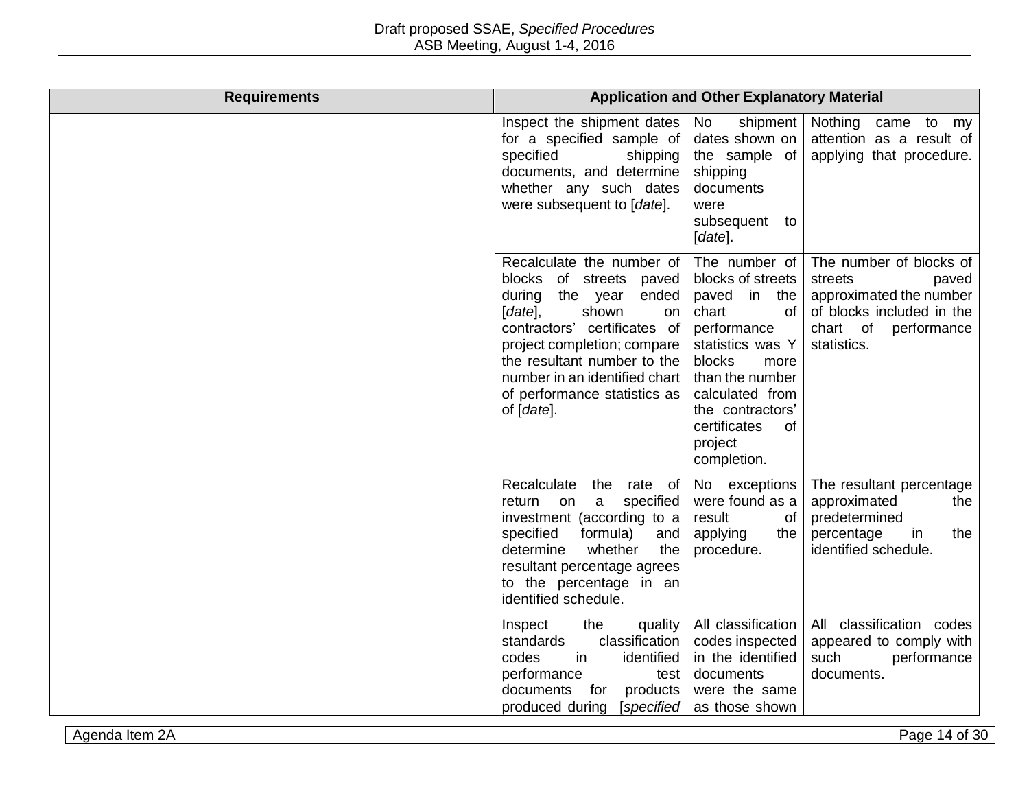| Requirements | Application and Other Explanatory Material | | |
|---|---|---|---|
| | Inspect the shipment dates for a specified sample of specified shipping documents, and determine whether any such dates were subsequent to [*date*]. | No shipment dates shown on the sample of shipping documents were subsequent to [*date*]. | Nothing came to my attention as a result of applying that procedure. |
| | Recalculate the number of blocks of streets paved during the year ended [*date*], shown on contractors' certificates of project completion; compare the resultant number to the number in an identified chart of performance statistics as of [*date*]. | The number of blocks of streets paved in the chart of performance statistics was Y blocks more than the number calculated from the contractors' certificates of project completion. | The number of blocks of streets paved approximated the number of blocks included in the chart of performance statistics. |
| | Recalculate the rate of return on a specified investment (according to a specified formula) and determine whether the resultant percentage agrees to the percentage in an identified schedule. | No exceptions were found as a result of applying the procedure. | The resultant percentage approximated the predetermined percentage in the identified schedule. |
| | Inspect the quality standards classification codes in identified performance test documents for products produced during [*specified* | All classification codes inspected in the identified documents were the same as those shown | All classification codes appeared to comply with such performance documents. |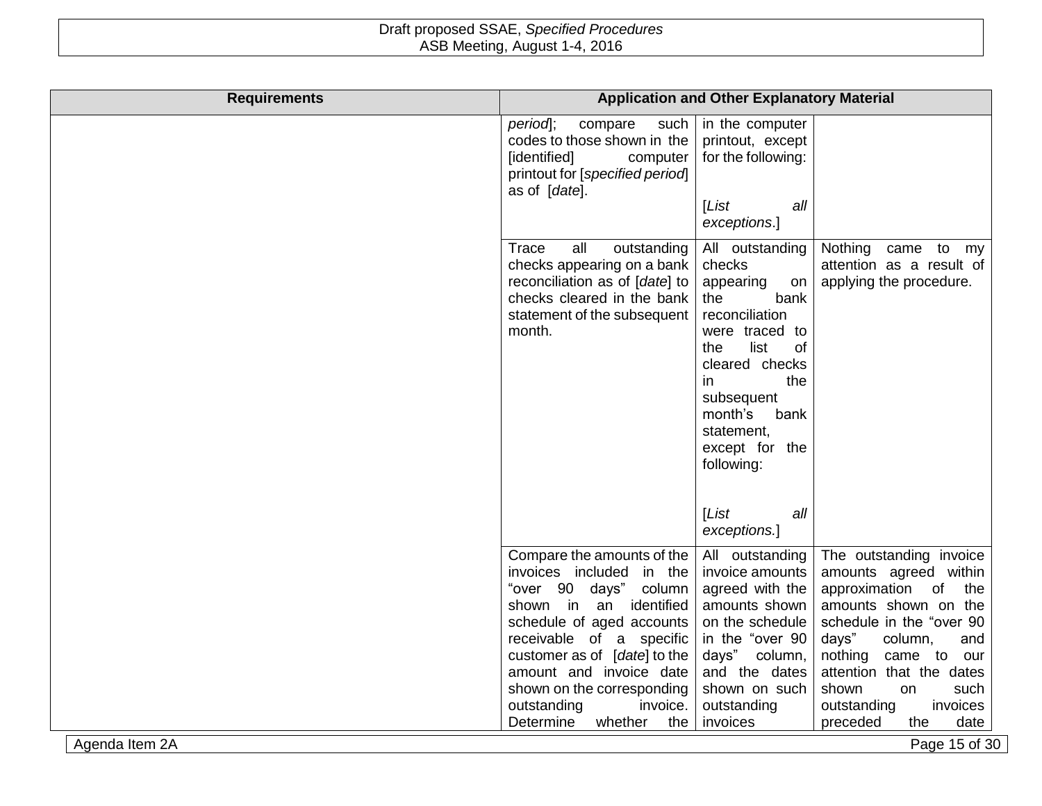| Requirements | Application and Other Explanatory Material | | |
|---|---|---|---|
| | *period*]; compare such codes to those shown in the [identified] computer printout for [*specified period*] as of [*date*]. | in the computer printout, except for the following: [*List all exceptions*.] | |
| | Trace all outstanding checks appearing on a bank reconciliation as of [*date*] to checks cleared in the bank statement of the subsequent month. | All outstanding checks appearing on the bank reconciliation were traced to the list of cleared checks in the subsequent month's bank statement, except for the following: [*List all exceptions.*] | Nothing came to my attention as a result of applying the procedure. |
| | Compare the amounts of the invoices included in the "over 90 days" column shown in an identified schedule of aged accounts receivable of a specific customer as of [*date*] to the amount and invoice date shown on the corresponding outstanding invoice. Determine whether the | All outstanding invoice amounts agreed with the amounts shown on the schedule in the "over 90 days" column, and the dates shown on such outstanding invoices | The outstanding invoice amounts agreed within approximation of the amounts shown on the schedule in the "over 90 days" column, and nothing came to our attention that the dates shown on such outstanding invoices preceded the date |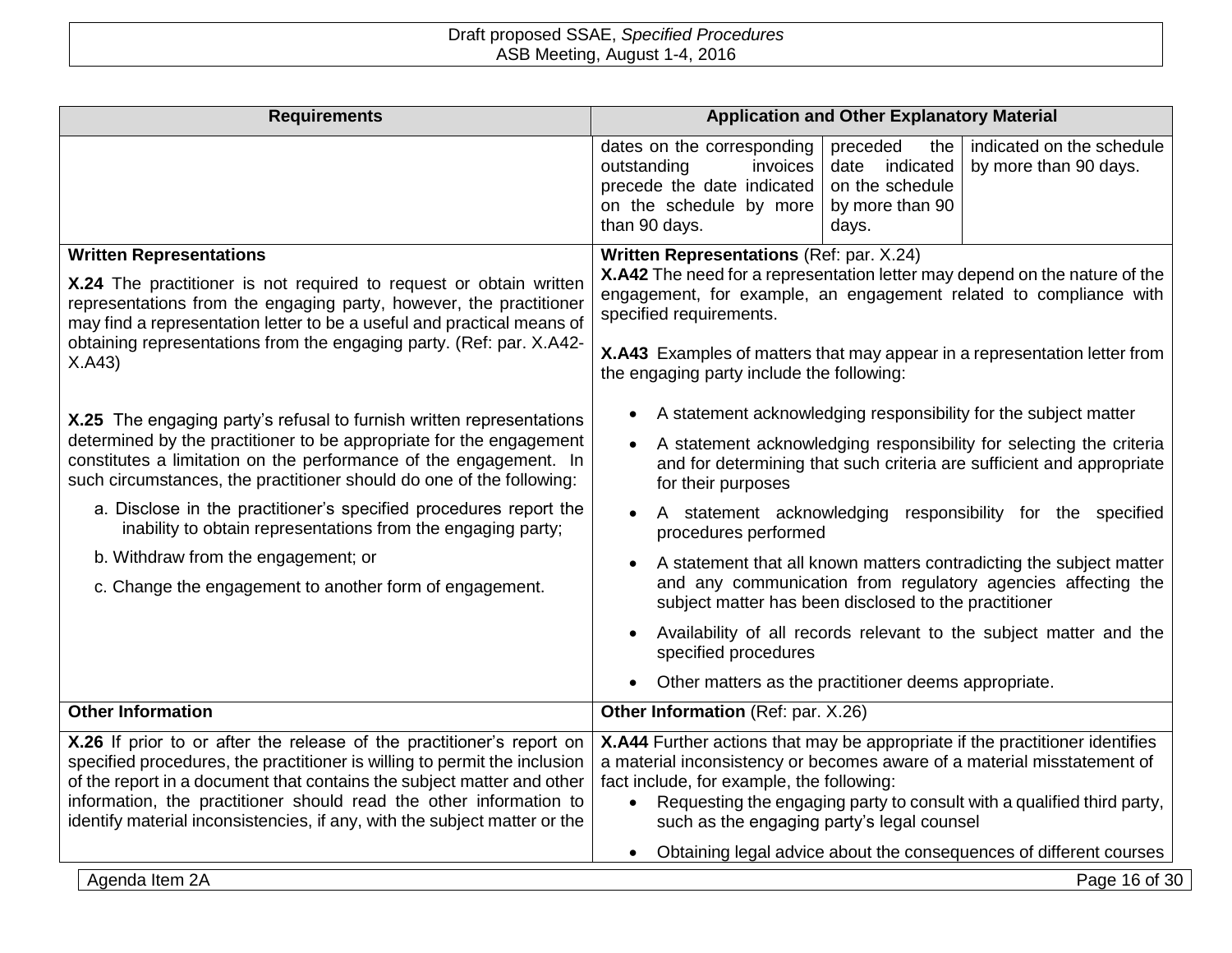| Requirements | Application and Other Explanatory Material |
|---|---|
| | dates on the corresponding outstanding invoices precede the date indicated on the schedule by more than 90 days. \| preceded the date indicated on the schedule by more than 90 days. \| indicated on the schedule by more than 90 days. |

| Requirements | Application and Other Explanatory Material |
|---|---|
| **Written Representations** | **Written Representations** (Ref: par. X.24) |
| **X.24** The practitioner is not required to request or obtain written representations from the engaging party, however, the practitioner may find a representation letter to be a useful and practical means of obtaining representations from the engaging party. (Ref: par. X.A42-X.A43)<br><br>**X.25** The engaging party's refusal to furnish written representations determined by the practitioner to be appropriate for the engagement constitutes a limitation on the performance of the engagement. In such circumstances, the practitioner should do one of the following:<br><br>a. Disclose in the practitioner's specified procedures report the inability to obtain representations from the engaging party;<br><br>b. Withdraw from the engagement; or<br><br>c. Change the engagement to another form of engagement. | **X.A42** The need for a representation letter may depend on the nature of the engagement, for example, an engagement related to compliance with specified requirements.<br><br>**X.A43** Examples of matters that may appear in a representation letter from the engaging party include the following:<br><br>• A statement acknowledging responsibility for the subject matter<br>• A statement acknowledging responsibility for selecting the criteria and for determining that such criteria are sufficient and appropriate for their purposes<br>• A statement acknowledging responsibility for the specified procedures performed<br>• A statement that all known matters contradicting the subject matter and any communication from regulatory agencies affecting the subject matter has been disclosed to the practitioner<br>• Availability of all records relevant to the subject matter and the specified procedures<br>• Other matters as the practitioner deems appropriate. |
| **Other Information** | **Other Information** (Ref: par. X.26) |
| **X.26** If prior to or after the release of the practitioner's report on specified procedures, the practitioner is willing to permit the inclusion of the report in a document that contains the subject matter and other information, the practitioner should read the other information to identify material inconsistencies, if any, with the subject matter or the | **X.A44** Further actions that may be appropriate if the practitioner identifies a material inconsistency or becomes aware of a material misstatement of fact include, for example, the following:<br><br>• Requesting the engaging party to consult with a qualified third party, such as the engaging party's legal counsel<br>• Obtaining legal advice about the consequences of different courses |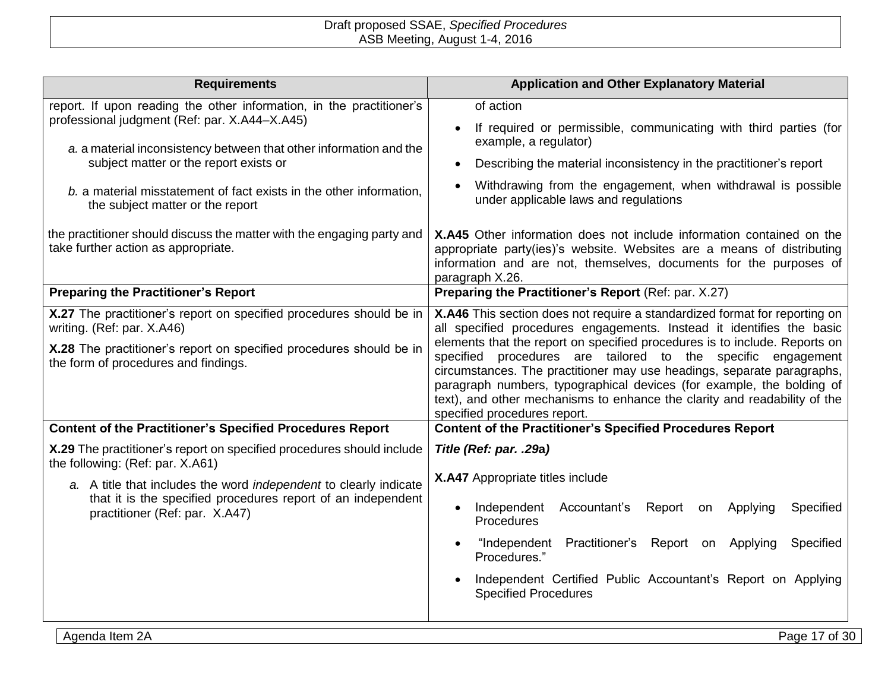| Requirements | Application and Other Explanatory Material |
|---|---|
| report. If upon reading the other information, in the practitioner's professional judgment (Ref: par. X.A44–X.A45)<br><br>*a.* a material inconsistency between that other information and the subject matter or the report exists or<br><br>*b.* a material misstatement of fact exists in the other information, the subject matter or the report<br><br>the practitioner should discuss the matter with the engaging party and take further action as appropriate. | of action<br><br>• If required or permissible, communicating with third parties (for example, a regulator)<br><br>• Describing the material inconsistency in the practitioner's report<br><br>• Withdrawing from the engagement, when withdrawal is possible under applicable laws and regulations<br><br>**X.A45** Other information does not include information contained on the appropriate party(ies)'s website. Websites are a means of distributing information and are not, themselves, documents for the purposes of paragraph X.26. |
| **Preparing the Practitioner's Report** | **Preparing the Practitioner's Report** (Ref: par. X.27) |
| **X.27** The practitioner's report on specified procedures should be in writing. (Ref: par. X.A46)<br><br>**X.28** The practitioner's report on specified procedures should be in the form of procedures and findings. | **X.A46** This section does not require a standardized format for reporting on all specified procedures engagements. Instead it identifies the basic elements that the report on specified procedures is to include. Reports on specified procedures are tailored to the specific engagement circumstances. The practitioner may use headings, separate paragraphs, paragraph numbers, typographical devices (for example, the bolding of text), and other mechanisms to enhance the clarity and readability of the specified procedures report. |
| **Content of the Practitioner's Specified Procedures Report** | **Content of the Practitioner's Specified Procedures Report** |
| **X.29** The practitioner's report on specified procedures should include the following: (Ref: par. X.A61)<br><br>*a.* A title that includes the word *independent* to clearly indicate that it is the specified procedures report of an independent practitioner (Ref: par. X.A47) | ***Title (Ref: par. .29a)***<br><br>**X.A47** Appropriate titles include<br><br>• Independent Accountant's Report on Applying Specified Procedures<br><br>• "Independent Practitioner's Report on Applying Specified Procedures."<br><br>• Independent Certified Public Accountant's Report on Applying Specified Procedures |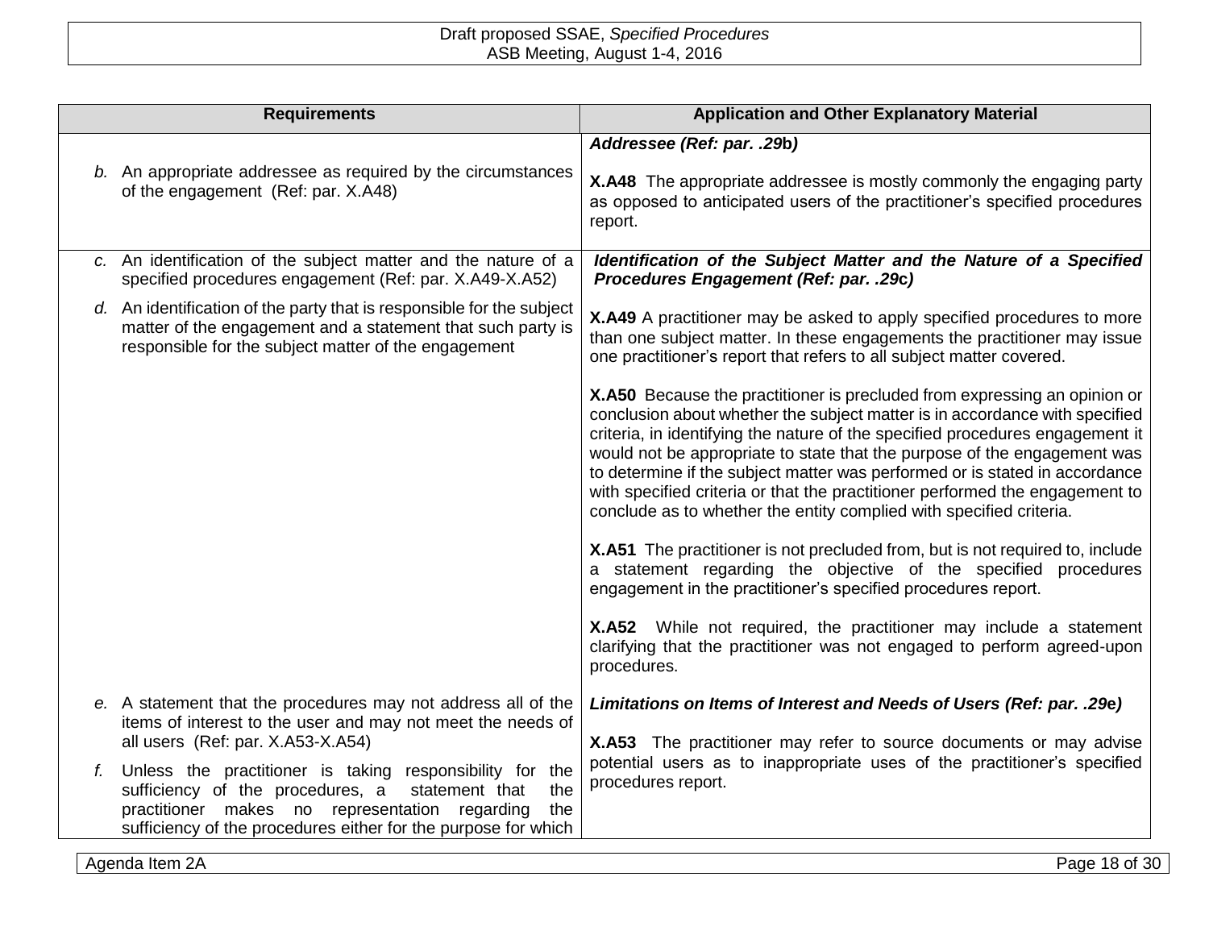| Requirements | Application and Other Explanatory Material |
| --- | --- |
| *b.* An appropriate addressee as required by the circumstances of the engagement (Ref: par. X.A48) | ***Addressee (Ref: par. .29b)***<br><br>**X.A48** The appropriate addressee is mostly commonly the engaging party as opposed to anticipated users of the practitioner's specified procedures report. |
| *c.* An identification of the subject matter and the nature of a specified procedures engagement (Ref: par. X.A49-X.A52)<br><br>*d.* An identification of the party that is responsible for the subject matter of the engagement and a statement that such party is responsible for the subject matter of the engagement | ***Identification of the Subject Matter and the Nature of a Specified Procedures Engagement (Ref: par. .29c)***<br><br>**X.A49** A practitioner may be asked to apply specified procedures to more than one subject matter. In these engagements the practitioner may issue one practitioner's report that refers to all subject matter covered.<br><br>**X.A50** Because the practitioner is precluded from expressing an opinion or conclusion about whether the subject matter is in accordance with specified criteria, in identifying the nature of the specified procedures engagement it would not be appropriate to state that the purpose of the engagement was to determine if the subject matter was performed or is stated in accordance with specified criteria or that the practitioner performed the engagement to conclude as to whether the entity complied with specified criteria.<br><br>**X.A51** The practitioner is not precluded from, but is not required to, include a statement regarding the objective of the specified procedures engagement in the practitioner's specified procedures report.<br><br>**X.A52** While not required, the practitioner may include a statement clarifying that the practitioner was not engaged to perform agreed-upon procedures. |
| *e.* A statement that the procedures may not address all of the items of interest to the user and may not meet the needs of all users (Ref: par. X.A53-X.A54)<br><br>*f.* Unless the practitioner is taking responsibility for the sufficiency of the procedures, a statement that the practitioner makes no representation regarding the sufficiency of the procedures either for the purpose for which | ***Limitations on Items of Interest and Needs of Users (Ref: par. .29e)***<br><br>**X.A53** The practitioner may refer to source documents or may advise potential users as to inappropriate uses of the practitioner's specified procedures report. |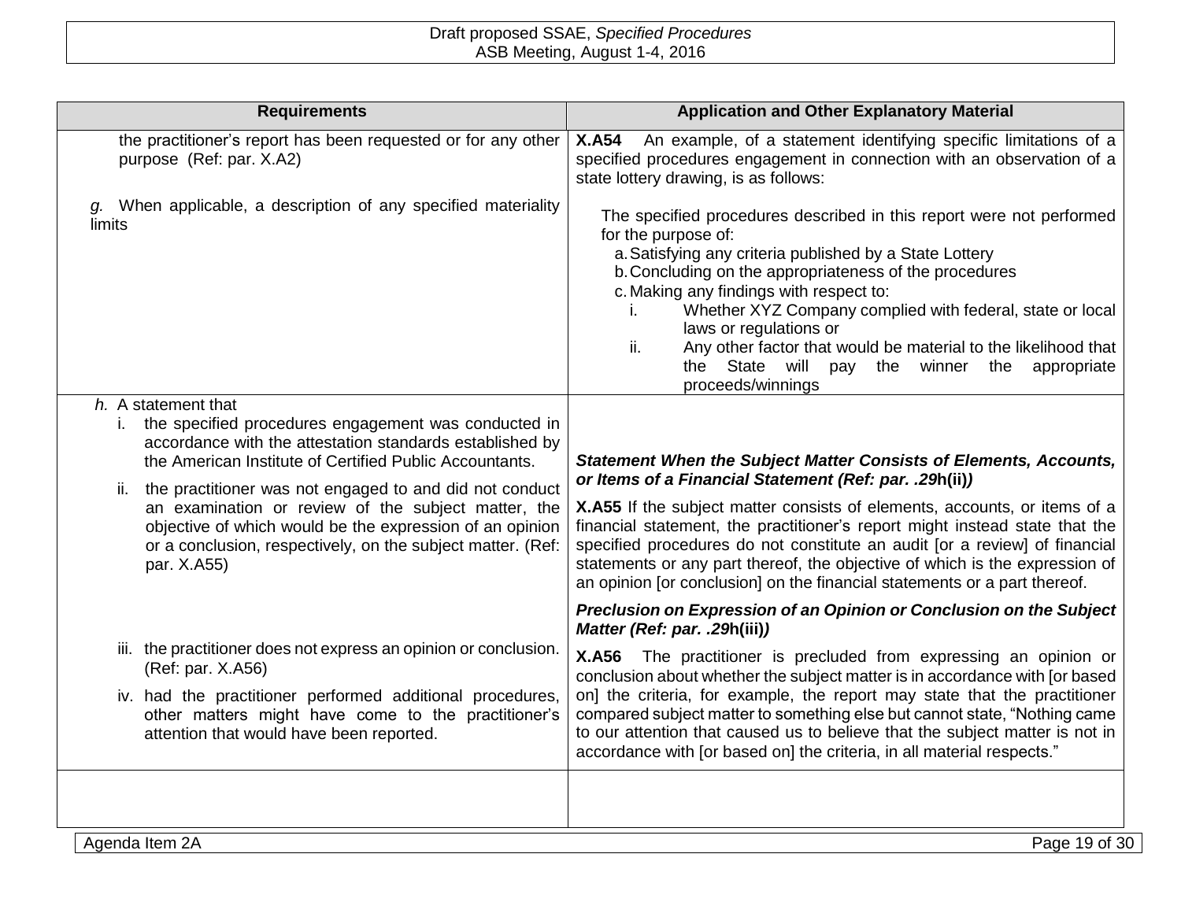| Requirements | Application and Other Explanatory Material |
|---|---|
| the practitioner's report has been requested or for any other purpose (Ref: par. X.A2)<br><br>*g.* When applicable, a description of any specified materiality limits | **X.A54** An example, of a statement identifying specific limitations of a specified procedures engagement in connection with an observation of a state lottery drawing, is as follows:<br><br>The specified procedures described in this report were not performed for the purpose of:<br>a. Satisfying any criteria published by a State Lottery<br>b. Concluding on the appropriateness of the procedures<br>c. Making any findings with respect to:<br>i. Whether XYZ Company complied with federal, state or local laws or regulations or<br>ii. Any other factor that would be material to the likelihood that the State will pay the winner the appropriate proceeds/winnings |
| *h.* A statement that<br>i. the specified procedures engagement was conducted in accordance with the attestation standards established by the American Institute of Certified Public Accountants.<br>ii. the practitioner was not engaged to and did not conduct an examination or review of the subject matter, the objective of which would be the expression of an opinion or a conclusion, respectively, on the subject matter. (Ref: par. X.A55)<br><br>iii. the practitioner does not express an opinion or conclusion. (Ref: par. X.A56)<br>iv. had the practitioner performed additional procedures, other matters might have come to the practitioner's attention that would have been reported. | ***Statement When the Subject Matter Consists of Elements, Accounts, or Items of a Financial Statement (Ref: par. .29h(ii))***<br><br>**X.A55** If the subject matter consists of elements, accounts, or items of a financial statement, the practitioner's report might instead state that the specified procedures do not constitute an audit [or a review] of financial statements or any part thereof, the objective of which is the expression of an opinion [or conclusion] on the financial statements or a part thereof.<br><br>***Preclusion on Expression of an Opinion or Conclusion on the Subject Matter (Ref: par. .29h(iii))***<br><br>**X.A56** The practitioner is precluded from expressing an opinion or conclusion about whether the subject matter is in accordance with [or based on] the criteria, for example, the report may state that the practitioner compared subject matter to something else but cannot state, "Nothing came to our attention that caused us to believe that the subject matter is not in accordance with [or based on] the criteria, in all material respects." |
| | |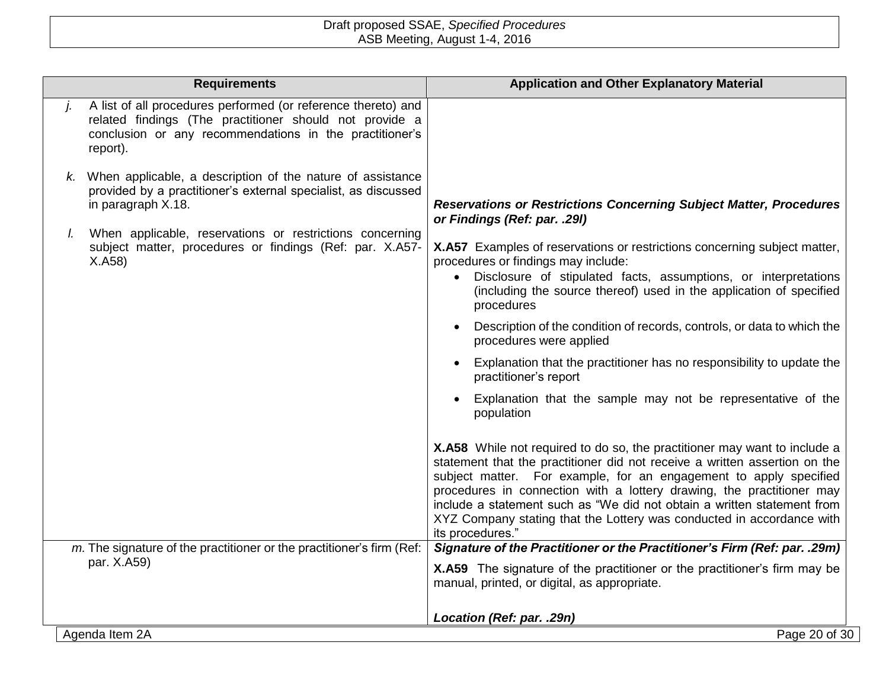| Requirements | Application and Other Explanatory Material |
|---|---|
| *j.* A list of all procedures performed (or reference thereto) and related findings (The practitioner should not provide a conclusion or any recommendations in the practitioner's report).<br><br>*k.* When applicable, a description of the nature of assistance provided by a practitioner's external specialist, as discussed in paragraph X.18.<br><br>*l.* When applicable, reservations or restrictions concerning subject matter, procedures or findings (Ref: par. X.A57-X.A58) | ***Reservations or Restrictions Concerning Subject Matter, Procedures or Findings (Ref: par. .29l)***<br><br>**X.A57** Examples of reservations or restrictions concerning subject matter, procedures or findings may include:<br>• Disclosure of stipulated facts, assumptions, or interpretations (including the source thereof) used in the application of specified procedures<br>• Description of the condition of records, controls, or data to which the procedures were applied<br>• Explanation that the practitioner has no responsibility to update the practitioner's report<br>• Explanation that the sample may not be representative of the population<br><br>**X.A58** While not required to do so, the practitioner may want to include a statement that the practitioner did not receive a written assertion on the subject matter. For example, for an engagement to apply specified procedures in connection with a lottery drawing, the practitioner may include a statement such as "We did not obtain a written statement from XYZ Company stating that the Lottery was conducted in accordance with its procedures." |
| *m.* The signature of the practitioner or the practitioner's firm (Ref: par. X.A59) | ***Signature of the Practitioner or the Practitioner's Firm (Ref: par. .29m)***<br><br>**X.A59** The signature of the practitioner or the practitioner's firm may be manual, printed, or digital, as appropriate.<br><br>***Location (Ref: par. .29n)*** |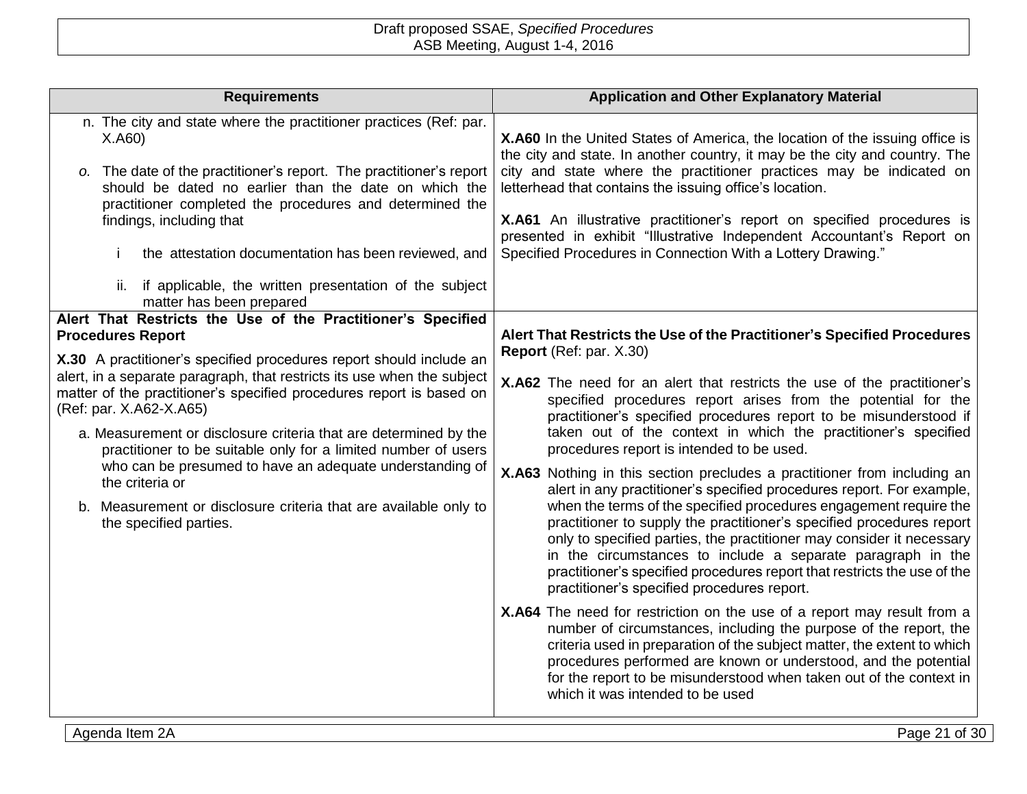| Requirements | Application and Other Explanatory Material |
|---|---|
| n. The city and state where the practitioner practices (Ref: par. X.A60)<br><br>o. The date of the practitioner's report. The practitioner's report should be dated no earlier than the date on which the practitioner completed the procedures and determined the findings, including that<br><br>i the attestation documentation has been reviewed, and<br><br>ii. if applicable, the written presentation of the subject matter has been prepared | **X.A60** In the United States of America, the location of the issuing office is the city and state. In another country, it may be the city and country. The city and state where the practitioner practices may be indicated on letterhead that contains the issuing office's location.<br><br>**X.A61** An illustrative practitioner's report on specified procedures is presented in exhibit "Illustrative Independent Accountant's Report on Specified Procedures in Connection With a Lottery Drawing." |
| **Alert That Restricts the Use of the Practitioner's Specified Procedures Report**<br><br>**X.30** A practitioner's specified procedures report should include an alert, in a separate paragraph, that restricts its use when the subject matter of the practitioner's specified procedures report is based on (Ref: par. X.A62-X.A65)<br><br>a. Measurement or disclosure criteria that are determined by the practitioner to be suitable only for a limited number of users who can be presumed to have an adequate understanding of the criteria or<br><br>b. Measurement or disclosure criteria that are available only to the specified parties. | **Alert That Restricts the Use of the Practitioner's Specified Procedures Report** (Ref: par. X.30)<br><br>**X.A62** The need for an alert that restricts the use of the practitioner's specified procedures report arises from the potential for the practitioner's specified procedures report to be misunderstood if taken out of the context in which the practitioner's specified procedures report is intended to be used.<br><br>**X.A63** Nothing in this section precludes a practitioner from including an alert in any practitioner's specified procedures report. For example, when the terms of the specified procedures engagement require the practitioner to supply the practitioner's specified procedures report only to specified parties, the practitioner may consider it necessary in the circumstances to include a separate paragraph in the practitioner's specified procedures report that restricts the use of the practitioner's specified procedures report.<br><br>**X.A64** The need for restriction on the use of a report may result from a number of circumstances, including the purpose of the report, the criteria used in preparation of the subject matter, the extent to which procedures performed are known or understood, and the potential for the report to be misunderstood when taken out of the context in which it was intended to be used |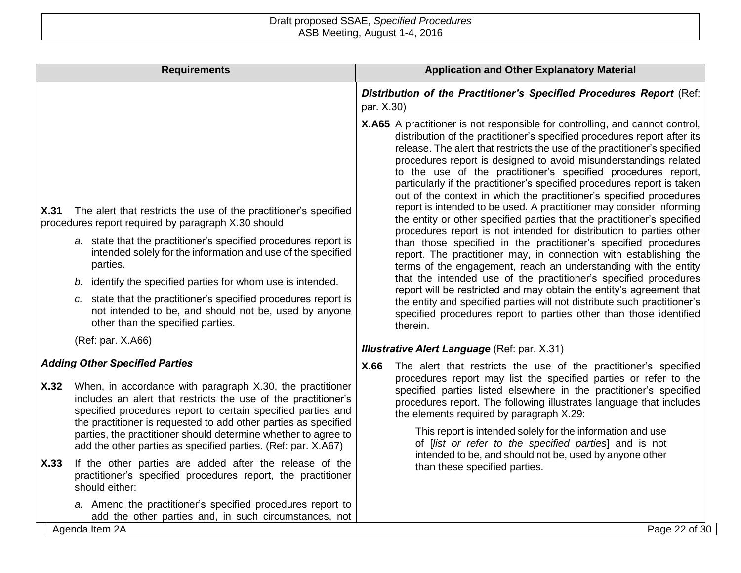| Requirements | Application and Other Explanatory Material |
|---|---|
| | ***Distribution of the Practitioner's Specified Procedures Report*** (Ref: par. X.30) |
| | **X.A65** A practitioner is not responsible for controlling, and cannot control, distribution of the practitioner's specified procedures report after its release. The alert that restricts the use of the practitioner's specified procedures report is designed to avoid misunderstandings related to the use of the practitioner's specified procedures report, particularly if the practitioner's specified procedures report is taken out of the context in which the practitioner's specified procedures report is intended to be used. A practitioner may consider informing the entity or other specified parties that the practitioner's specified procedures report is not intended for distribution to parties other than those specified in the practitioner's specified procedures report. The practitioner may, in connection with establishing the terms of the engagement, reach an understanding with the entity that the intended use of the practitioner's specified procedures report will be restricted and may obtain the entity's agreement that the entity and specified parties will not distribute such practitioner's specified procedures report to parties other than those identified therein. |
| **X.31** The alert that restricts the use of the practitioner's specified procedures report required by paragraph X.30 should<br>*a.* state that the practitioner's specified procedures report is intended solely for the information and use of the specified parties.<br>*b.* identify the specified parties for whom use is intended.<br>*c.* state that the practitioner's specified procedures report is not intended to be, and should not be, used by anyone other than the specified parties.<br>(Ref: par. X.A66) | ***Illustrative Alert Language*** (Ref: par. X.31)<br>**X.66** The alert that restricts the use of the practitioner's specified procedures report may list the specified parties or refer to the specified parties listed elsewhere in the practitioner's specified procedures report. The following illustrates language that includes the elements required by paragraph X.29:<br>This report is intended solely for the information and use of [*list or refer to the specified parties*] and is not intended to be, and should not be, used by anyone other than these specified parties. |
| ***Adding Other Specified Parties*** | |
| **X.32** When, in accordance with paragraph X.30, the practitioner includes an alert that restricts the use of the practitioner's specified procedures report to certain specified parties and the practitioner is requested to add other parties as specified parties, the practitioner should determine whether to agree to add the other parties as specified parties. (Ref: par. X.A67) | |
| **X.33** If the other parties are added after the release of the practitioner's specified procedures report, the practitioner should either:<br>*a.* Amend the practitioner's specified procedures report to add the other parties and, in such circumstances, not | |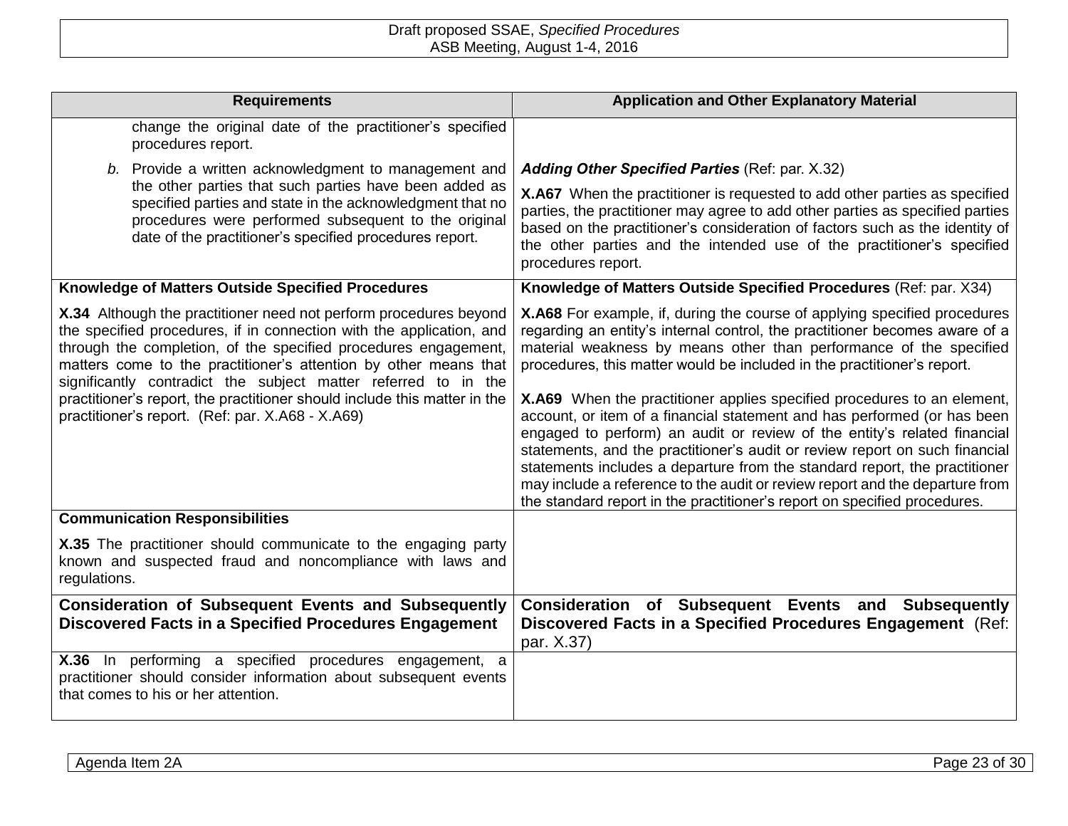| Requirements | Application and Other Explanatory Material |
|---|---|
| change the original date of the practitioner's specified procedures report.<br><br>*b.* Provide a written acknowledgment to management and the other parties that such parties have been added as specified parties and state in the acknowledgment that no procedures were performed subsequent to the original date of the practitioner's specified procedures report. | ***Adding Other Specified Parties*** (Ref: par. X.32)<br><br>**X.A67** When the practitioner is requested to add other parties as specified parties, the practitioner may agree to add other parties as specified parties based on the practitioner's consideration of factors such as the identity of the other parties and the intended use of the practitioner's specified procedures report. |
| **Knowledge of Matters Outside Specified Procedures**<br><br>**X.34** Although the practitioner need not perform procedures beyond the specified procedures, if in connection with the application, and through the completion, of the specified procedures engagement, matters come to the practitioner's attention by other means that significantly contradict the subject matter referred to in the practitioner's report, the practitioner should include this matter in the practitioner's report. (Ref: par. X.A68 - X.A69) | **Knowledge of Matters Outside Specified Procedures** (Ref: par. X34)<br><br>**X.A68** For example, if, during the course of applying specified procedures regarding an entity's internal control, the practitioner becomes aware of a material weakness by means other than performance of the specified procedures, this matter would be included in the practitioner's report.<br><br>**X.A69** When the practitioner applies specified procedures to an element, account, or item of a financial statement and has performed (or has been engaged to perform) an audit or review of the entity's related financial statements, and the practitioner's audit or review report on such financial statements includes a departure from the standard report, the practitioner may include a reference to the audit or review report and the departure from the standard report in the practitioner's report on specified procedures. |
| **Communication Responsibilities**<br><br>**X.35** The practitioner should communicate to the engaging party known and suspected fraud and noncompliance with laws and regulations. | |
| **Consideration of Subsequent Events and Subsequently Discovered Facts in a Specified Procedures Engagement** | **Consideration of Subsequent Events and Subsequently Discovered Facts in a Specified Procedures Engagement** (Ref: par. X.37) |
| **X.36** In performing a specified procedures engagement, a practitioner should consider information about subsequent events that comes to his or her attention. | |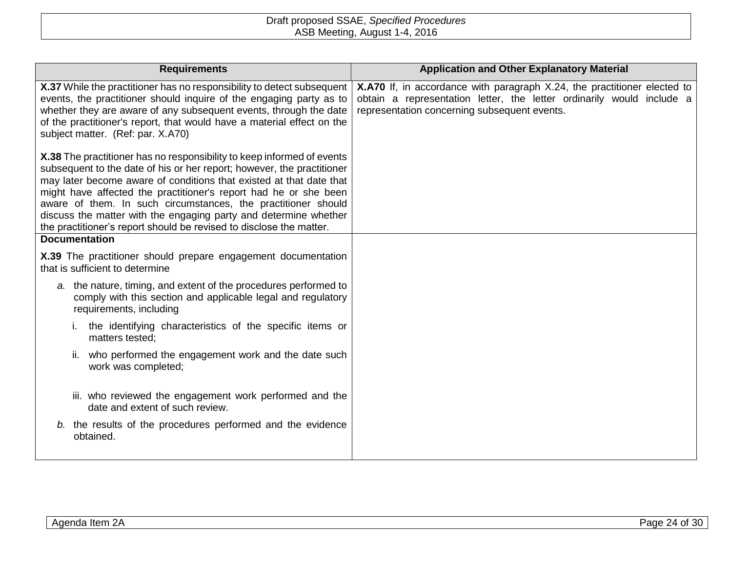| Requirements | Application and Other Explanatory Material |
|---|---|
| **X.37** While the practitioner has no responsibility to detect subsequent events, the practitioner should inquire of the engaging party as to whether they are aware of any subsequent events, through the date of the practitioner's report, that would have a material effect on the subject matter. (Ref: par. X.A70)<br><br>**X.38** The practitioner has no responsibility to keep informed of events subsequent to the date of his or her report; however, the practitioner may later become aware of conditions that existed at that date that might have affected the practitioner's report had he or she been aware of them. In such circumstances, the practitioner should discuss the matter with the engaging party and determine whether the practitioner's report should be revised to disclose the matter. | **X.A70** If, in accordance with paragraph X.24, the practitioner elected to obtain a representation letter, the letter ordinarily would include a representation concerning subsequent events. |
| **Documentation**<br><br>**X.39** The practitioner should prepare engagement documentation that is sufficient to determine<br><br>*a.* the nature, timing, and extent of the procedures performed to comply with this section and applicable legal and regulatory requirements, including<br><br>i. the identifying characteristics of the specific items or matters tested;<br><br>ii. who performed the engagement work and the date such work was completed;<br><br>iii. who reviewed the engagement work performed and the date and extent of such review.<br><br>*b.* the results of the procedures performed and the evidence obtained. | |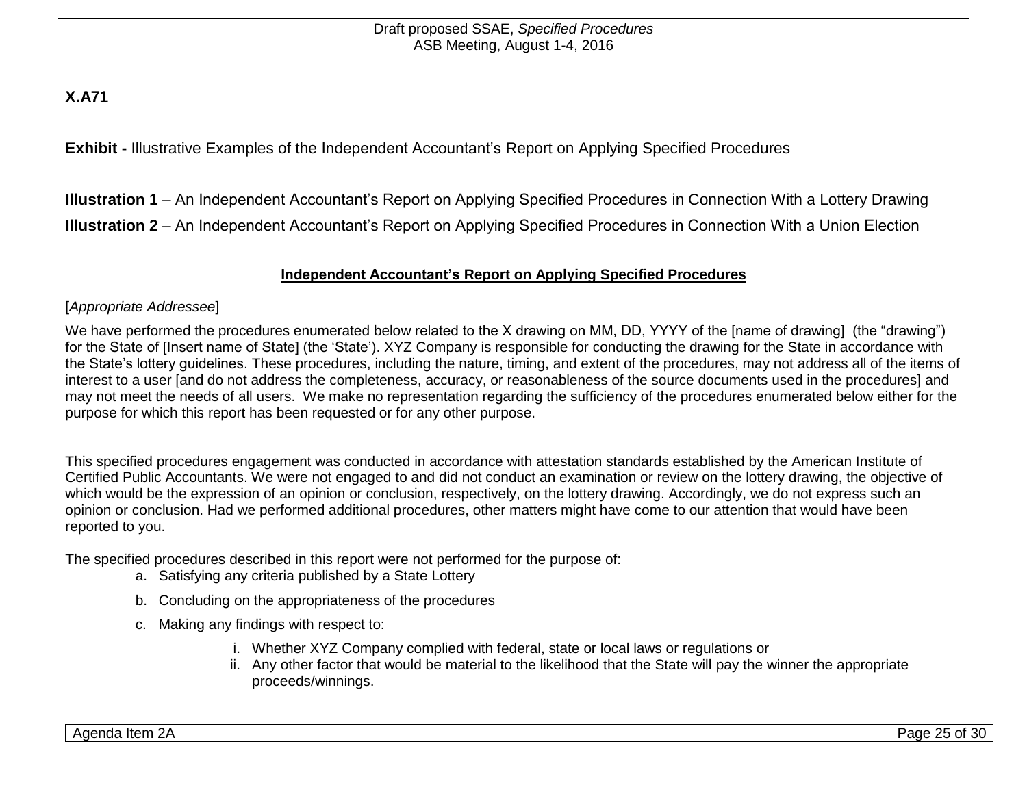**X.A71**

**Exhibit -** Illustrative Examples of the Independent Accountant's Report on Applying Specified Procedures

**Illustration 1** – An Independent Accountant's Report on Applying Specified Procedures in Connection With a Lottery Drawing

**Illustration 2** – An Independent Accountant's Report on Applying Specified Procedures in Connection With a Union Election

**Independent Accountant's Report on Applying Specified Procedures**

[*Appropriate Addressee*]

We have performed the procedures enumerated below related to the X drawing on MM, DD, YYYY of the [name of drawing] (the "drawing") for the State of [Insert name of State] (the 'State'). XYZ Company is responsible for conducting the drawing for the State in accordance with the State's lottery guidelines. These procedures, including the nature, timing, and extent of the procedures, may not address all of the items of interest to a user [and do not address the completeness, accuracy, or reasonableness of the source documents used in the procedures] and may not meet the needs of all users. We make no representation regarding the sufficiency of the procedures enumerated below either for the purpose for which this report has been requested or for any other purpose.

This specified procedures engagement was conducted in accordance with attestation standards established by the American Institute of Certified Public Accountants. We were not engaged to and did not conduct an examination or review on the lottery drawing, the objective of which would be the expression of an opinion or conclusion, respectively, on the lottery drawing. Accordingly, we do not express such an opinion or conclusion. Had we performed additional procedures, other matters might have come to our attention that would have been reported to you.

The specified procedures described in this report were not performed for the purpose of:

a. Satisfying any criteria published by a State Lottery
b. Concluding on the appropriateness of the procedures
c. Making any findings with respect to:
    i. Whether XYZ Company complied with federal, state or local laws or regulations or
    ii. Any other factor that would be material to the likelihood that the State will pay the winner the appropriate proceeds/winnings.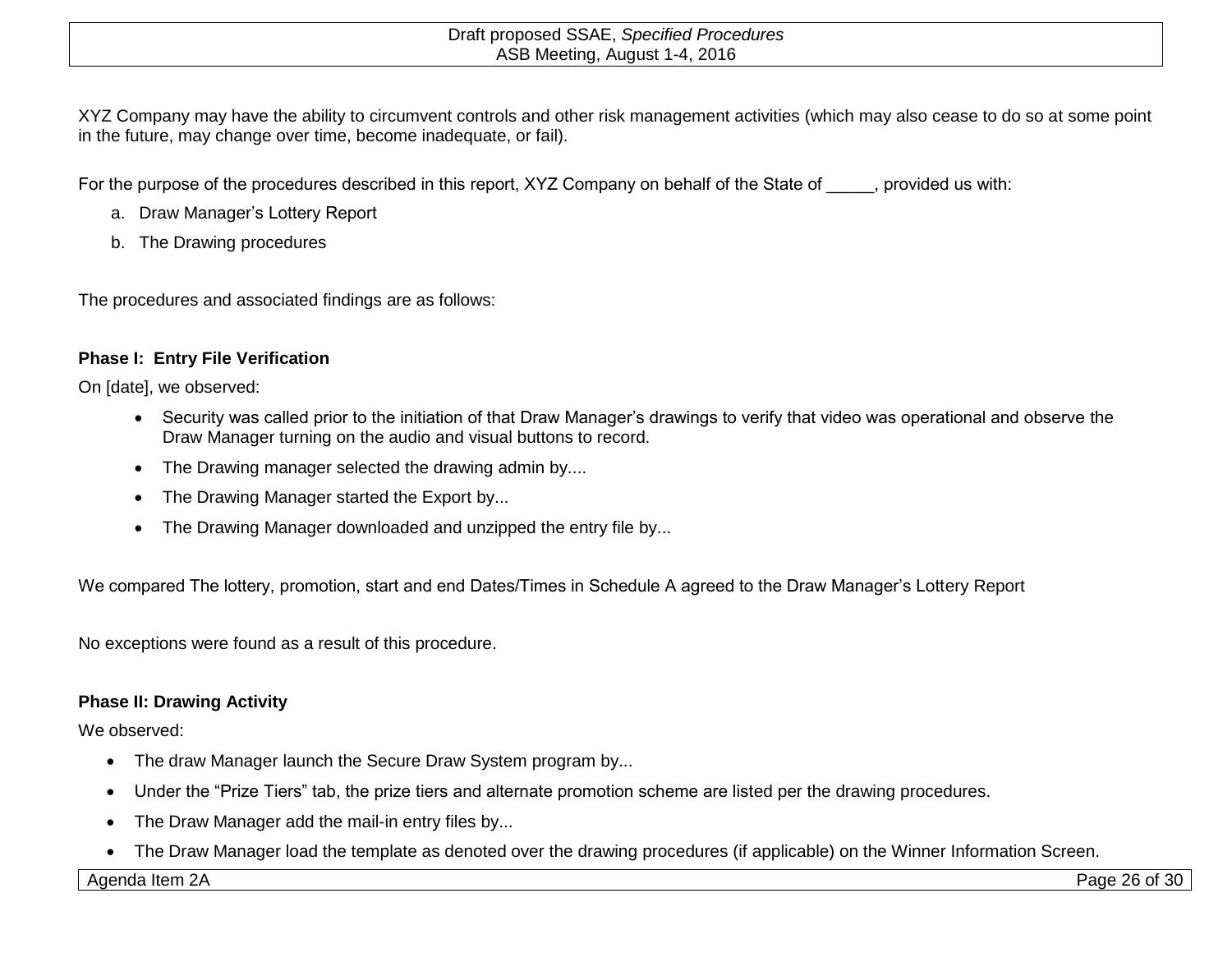XYZ Company may have the ability to circumvent controls and other risk management activities (which may also cease to do so at some point in the future, may change over time, become inadequate, or fail).

For the purpose of the procedures described in this report, XYZ Company on behalf of the State of _____, provided us with:

a. Draw Manager's Lottery Report
b. The Drawing procedures

The procedures and associated findings are as follows:

**Phase I: Entry File Verification**

On [date], we observed:

- Security was called prior to the initiation of that Draw Manager's drawings to verify that video was operational and observe the Draw Manager turning on the audio and visual buttons to record.
- The Drawing manager selected the drawing admin by....
- The Drawing Manager started the Export by...
- The Drawing Manager downloaded and unzipped the entry file by...

We compared The lottery, promotion, start and end Dates/Times in Schedule A agreed to the Draw Manager's Lottery Report

No exceptions were found as a result of this procedure.

**Phase II: Drawing Activity**

We observed:

- The draw Manager launch the Secure Draw System program by...
- Under the "Prize Tiers" tab, the prize tiers and alternate promotion scheme are listed per the drawing procedures.
- The Draw Manager add the mail-in entry files by...
- The Draw Manager load the template as denoted over the drawing procedures (if applicable) on the Winner Information Screen.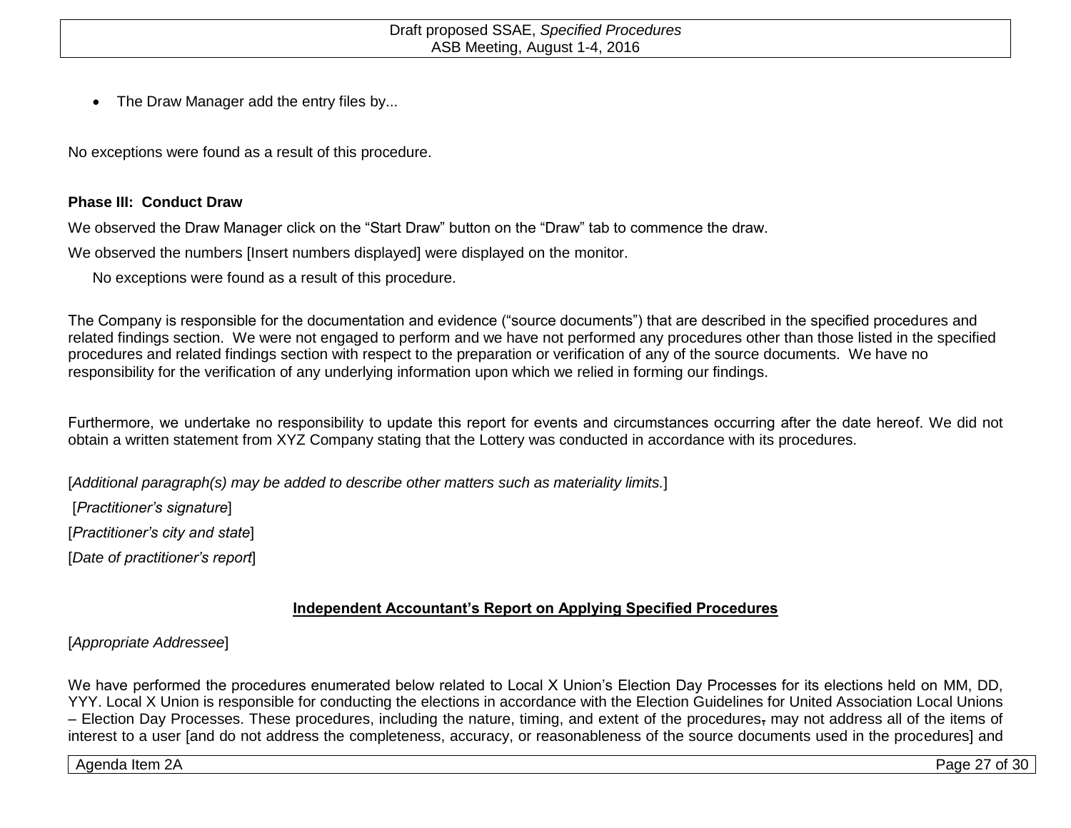- The Draw Manager add the entry files by...

No exceptions were found as a result of this procedure.

**Phase III: Conduct Draw**

We observed the Draw Manager click on the "Start Draw" button on the "Draw" tab to commence the draw.

We observed the numbers [Insert numbers displayed] were displayed on the monitor.

No exceptions were found as a result of this procedure.

The Company is responsible for the documentation and evidence ("source documents") that are described in the specified procedures and related findings section. We were not engaged to perform and we have not performed any procedures other than those listed in the specified procedures and related findings section with respect to the preparation or verification of any of the source documents. We have no responsibility for the verification of any underlying information upon which we relied in forming our findings.

Furthermore, we undertake no responsibility to update this report for events and circumstances occurring after the date hereof. We did not obtain a written statement from XYZ Company stating that the Lottery was conducted in accordance with its procedures.

[*Additional paragraph(s) may be added to describe other matters such as materiality limits.*]

[*Practitioner's signature*]

[*Practitioner's city and state*]

[*Date of practitioner's report*]

**Independent Accountant's Report on Applying Specified Procedures**

[*Appropriate Addressee*]

We have performed the procedures enumerated below related to Local X Union's Election Day Processes for its elections held on MM, DD, YYY. Local X Union is responsible for conducting the elections in accordance with the Election Guidelines for United Association Local Unions – Election Day Processes. These procedures, including the nature, timing, and extent of the procedures, may not address all of the items of interest to a user [and do not address the completeness, accuracy, or reasonableness of the source documents used in the procedures] and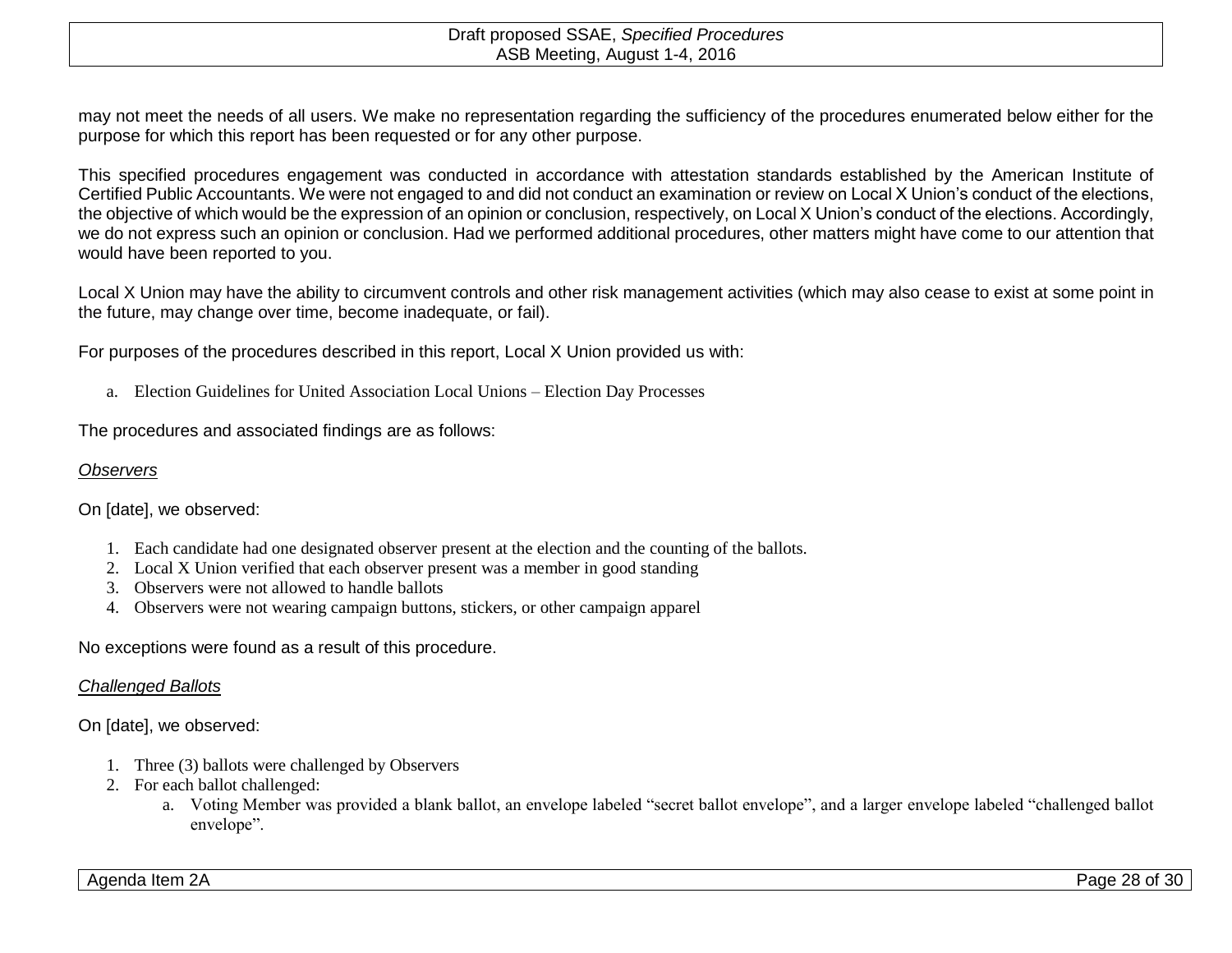may not meet the needs of all users. We make no representation regarding the sufficiency of the procedures enumerated below either for the purpose for which this report has been requested or for any other purpose.

This specified procedures engagement was conducted in accordance with attestation standards established by the American Institute of Certified Public Accountants. We were not engaged to and did not conduct an examination or review on Local X Union's conduct of the elections, the objective of which would be the expression of an opinion or conclusion, respectively, on Local X Union's conduct of the elections. Accordingly, we do not express such an opinion or conclusion. Had we performed additional procedures, other matters might have come to our attention that would have been reported to you.

Local X Union may have the ability to circumvent controls and other risk management activities (which may also cease to exist at some point in the future, may change over time, become inadequate, or fail).

For purposes of the procedures described in this report, Local X Union provided us with:

a. Election Guidelines for United Association Local Unions – Election Day Processes

The procedures and associated findings are as follows:

*Observers*

On [date], we observed:

1. Each candidate had one designated observer present at the election and the counting of the ballots.
2. Local X Union verified that each observer present was a member in good standing
3. Observers were not allowed to handle ballots
4. Observers were not wearing campaign buttons, stickers, or other campaign apparel

No exceptions were found as a result of this procedure.

*Challenged Ballots*

On [date], we observed:

1. Three (3) ballots were challenged by Observers
2. For each ballot challenged:
   a. Voting Member was provided a blank ballot, an envelope labeled "secret ballot envelope", and a larger envelope labeled "challenged ballot envelope".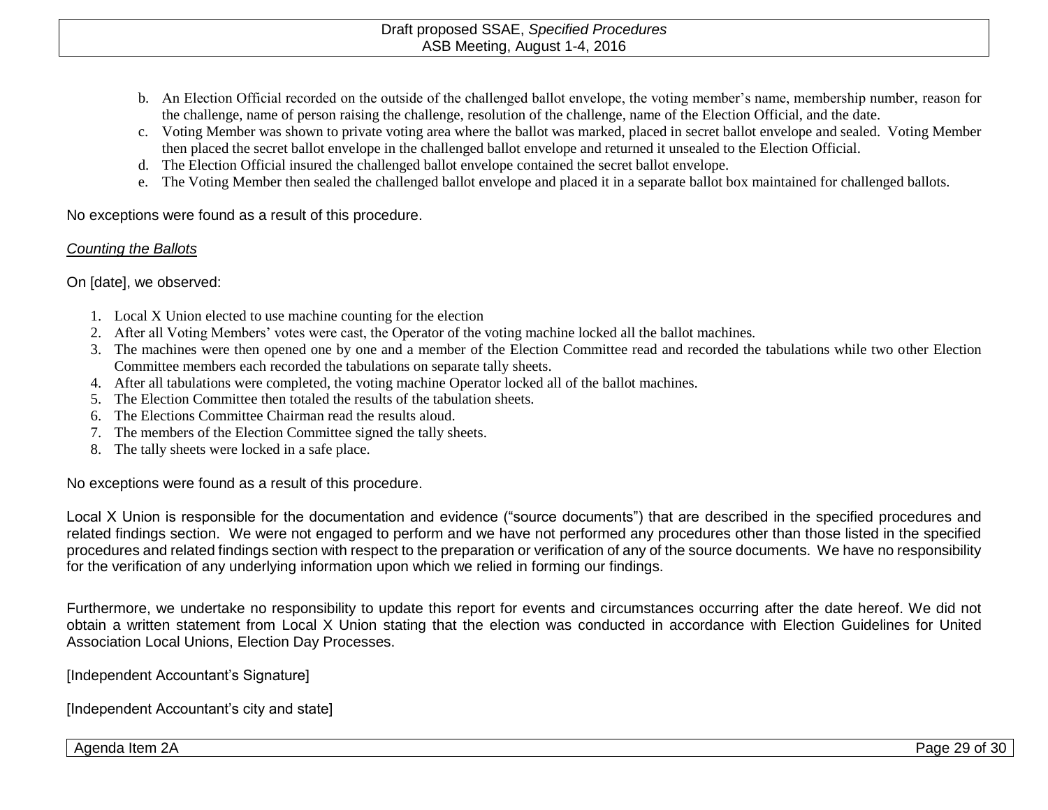b. An Election Official recorded on the outside of the challenged ballot envelope, the voting member's name, membership number, reason for the challenge, name of person raising the challenge, resolution of the challenge, name of the Election Official, and the date.
c. Voting Member was shown to private voting area where the ballot was marked, placed in secret ballot envelope and sealed. Voting Member then placed the secret ballot envelope in the challenged ballot envelope and returned it unsealed to the Election Official.
d. The Election Official insured the challenged ballot envelope contained the secret ballot envelope.
e. The Voting Member then sealed the challenged ballot envelope and placed it in a separate ballot box maintained for challenged ballots.

No exceptions were found as a result of this procedure.

*Counting the Ballots*

On [date], we observed:

1. Local X Union elected to use machine counting for the election
2. After all Voting Members' votes were cast, the Operator of the voting machine locked all the ballot machines.
3. The machines were then opened one by one and a member of the Election Committee read and recorded the tabulations while two other Election Committee members each recorded the tabulations on separate tally sheets.
4. After all tabulations were completed, the voting machine Operator locked all of the ballot machines.
5. The Election Committee then totaled the results of the tabulation sheets.
6. The Elections Committee Chairman read the results aloud.
7. The members of the Election Committee signed the tally sheets.
8. The tally sheets were locked in a safe place.

No exceptions were found as a result of this procedure.

Local X Union is responsible for the documentation and evidence ("source documents") that are described in the specified procedures and related findings section. We were not engaged to perform and we have not performed any procedures other than those listed in the specified procedures and related findings section with respect to the preparation or verification of any of the source documents. We have no responsibility for the verification of any underlying information upon which we relied in forming our findings.

Furthermore, we undertake no responsibility to update this report for events and circumstances occurring after the date hereof. We did not obtain a written statement from Local X Union stating that the election was conducted in accordance with Election Guidelines for United Association Local Unions, Election Day Processes.

[Independent Accountant's Signature]

[Independent Accountant's city and state]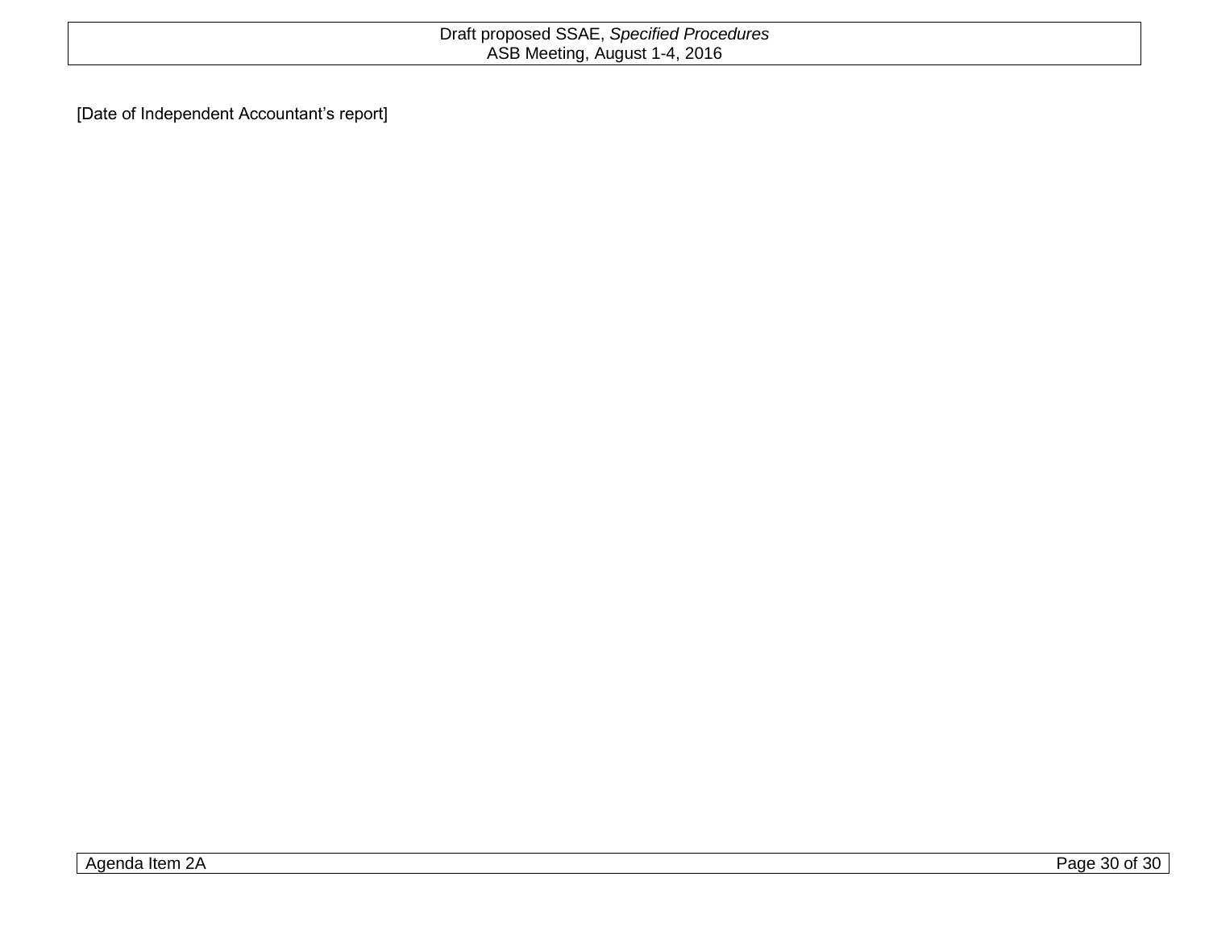[Date of Independent Accountant's report]